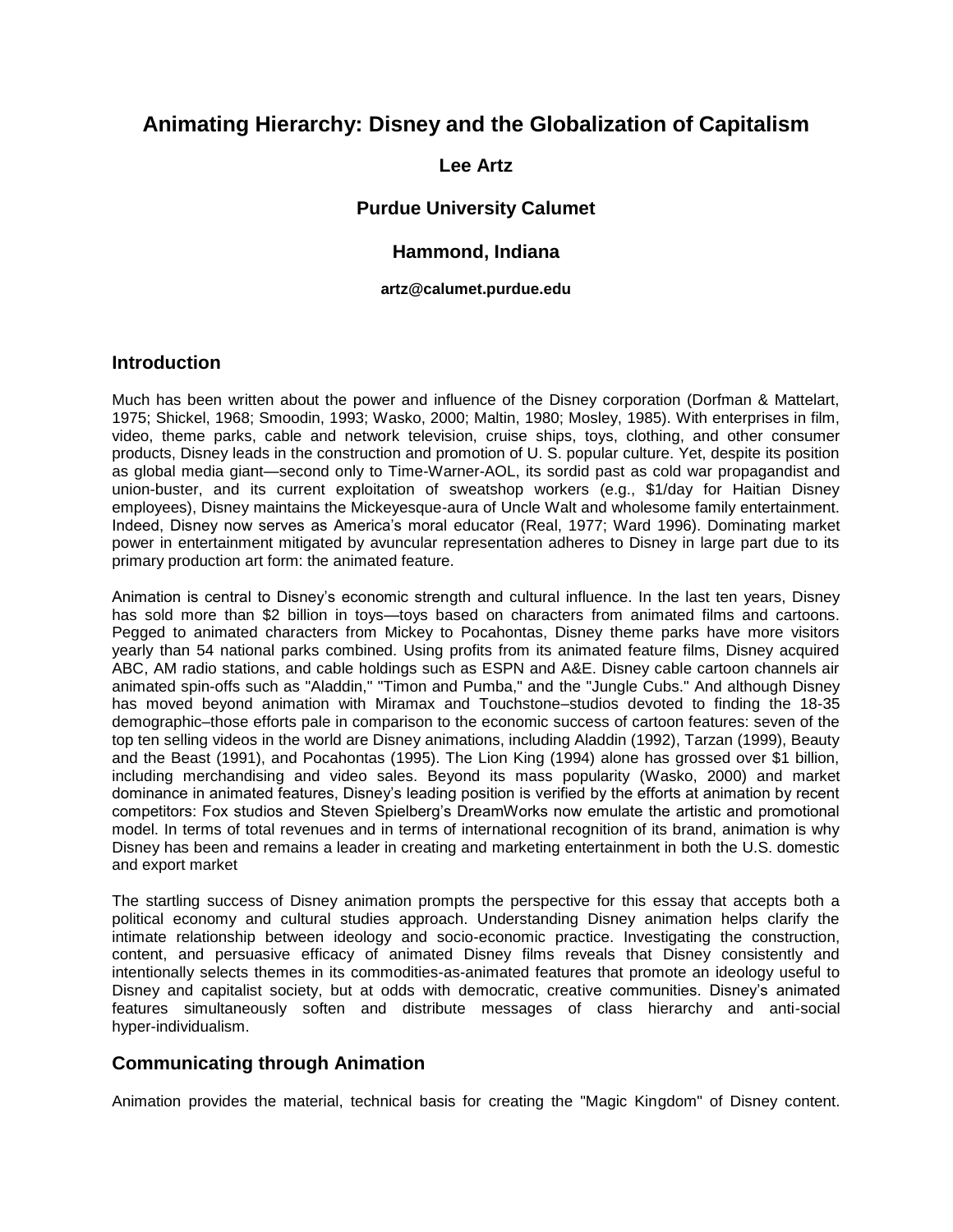# Animating Hierarchy: Disney and the Globalization of Capitalism

**Lee Artz**

**Purdue University Calumet**

**Hammond, Indiana**

**artz@calumet.purdue.edu**

## Introduction

Much has been written about the power and influence of the Disney corporation (Dorfman & Mattelart, 1975; Shickel, 1968; Smoodin, 1993; Wasko, 2000; Maltin, 1980; Mosley, 1985). With enterprises in film, video, theme parks, cable and network television, cruise ships, toys, clothing, and other consumer products, Disney leads in the construction and promotion of U. S. popular culture. Yet, despite its position as global media giant—second only to Time-Warner-AOL, its sordid past as cold war propagandist and union-buster, and its current exploitation of sweatshop workers (e.g., $1/day for Haitian Disney employees), Disney maintains the Mickeyesque-aura of Uncle Walt and wholesome family entertainment. Indeed, Disney now serves as America's moral educator (Real, 1977; Ward 1996). Dominating market power in entertainment mitigated by avuncular representation adheres to Disney in large part due to its primary production art form: the animated feature.

Animation is central to Disney's economic strength and cultural influence. In the last ten years, Disney has sold more than $2 billion in toys—toys based on characters from animated films and cartoons. Pegged to animated characters from Mickey to Pocahontas, Disney theme parks have more visitors yearly than 54 national parks combined. Using profits from its animated feature films, Disney acquired ABC, AM radio stations, and cable holdings such as ESPN and A&E. Disney cable cartoon channels air animated spin-offs such as "Aladdin," "Timon and Pumba," and the "Jungle Cubs." And although Disney has moved beyond animation with Miramax and Touchstone–studios devoted to finding the 18-35 demographic–those efforts pale in comparison to the economic success of cartoon features: seven of the top ten selling videos in the world are Disney animations, including Aladdin (1992), Tarzan (1999), Beauty and the Beast (1991), and Pocahontas (1995). The Lion King (1994) alone has grossed over $1 billion, including merchandising and video sales. Beyond its mass popularity (Wasko, 2000) and market dominance in animated features, Disney's leading position is verified by the efforts at animation by recent competitors: Fox studios and Steven Spielberg's DreamWorks now emulate the artistic and promotional model. In terms of total revenues and in terms of international recognition of its brand, animation is why Disney has been and remains a leader in creating and marketing entertainment in both the U.S. domestic and export market

The startling success of Disney animation prompts the perspective for this essay that accepts both a political economy and cultural studies approach. Understanding Disney animation helps clarify the intimate relationship between ideology and socio-economic practice. Investigating the construction, content, and persuasive efficacy of animated Disney films reveals that Disney consistently and intentionally selects themes in its commodities-as-animated features that promote an ideology useful to Disney and capitalist society, but at odds with democratic, creative communities. Disney's animated features simultaneously soften and distribute messages of class hierarchy and anti-social hyper-individualism.

## Communicating through Animation

Animation provides the material, technical basis for creating the "Magic Kingdom" of Disney content.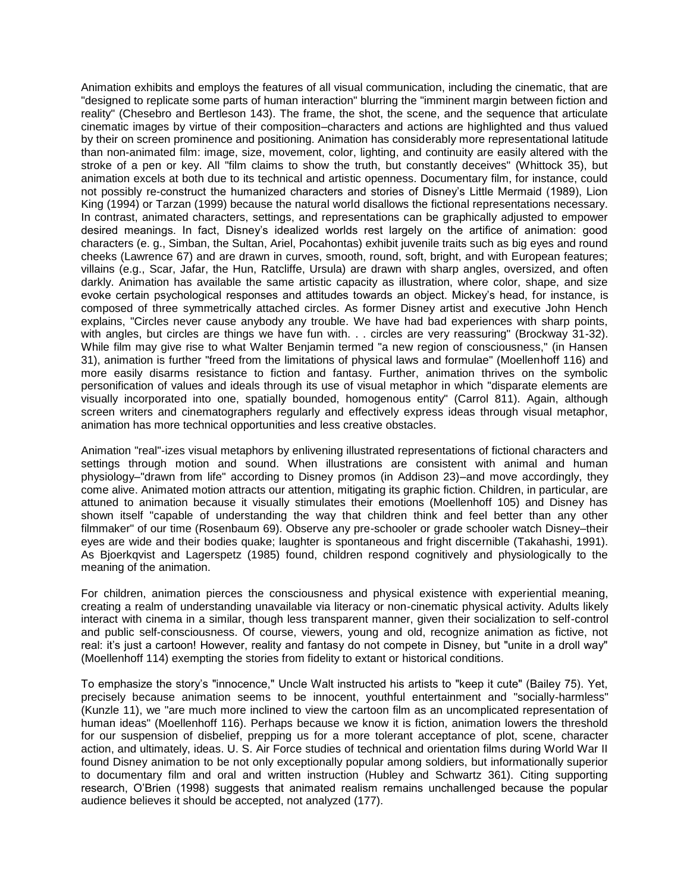Animation exhibits and employs the features of all visual communication, including the cinematic, that are "designed to replicate some parts of human interaction" blurring the "imminent margin between fiction and reality" (Chesebro and Bertleson 143). The frame, the shot, the scene, and the sequence that articulate cinematic images by virtue of their composition–characters and actions are highlighted and thus valued by their on screen prominence and positioning. Animation has considerably more representational latitude than non-animated film: image, size, movement, color, lighting, and continuity are easily altered with the stroke of a pen or key. All "film claims to show the truth, but constantly deceives" (Whittock 35), but animation excels at both due to its technical and artistic openness. Documentary film, for instance, could not possibly re-construct the humanized characters and stories of Disney's Little Mermaid (1989), Lion King (1994) or Tarzan (1999) because the natural world disallows the fictional representations necessary. In contrast, animated characters, settings, and representations can be graphically adjusted to empower desired meanings. In fact, Disney's idealized worlds rest largely on the artifice of animation: good characters (e. g., Simban, the Sultan, Ariel, Pocahontas) exhibit juvenile traits such as big eyes and round cheeks (Lawrence 67) and are drawn in curves, smooth, round, soft, bright, and with European features; villains (e.g., Scar, Jafar, the Hun, Ratcliffe, Ursula) are drawn with sharp angles, oversized, and often darkly. Animation has available the same artistic capacity as illustration, where color, shape, and size evoke certain psychological responses and attitudes towards an object. Mickey's head, for instance, is composed of three symmetrically attached circles. As former Disney artist and executive John Hench explains, "Circles never cause anybody any trouble. We have had bad experiences with sharp points, with angles, but circles are things we have fun with. . . circles are very reassuring" (Brockway 31-32). While film may give rise to what Walter Benjamin termed "a new region of consciousness," (in Hansen 31), animation is further "freed from the limitations of physical laws and formulae" (Moellenhoff 116) and more easily disarms resistance to fiction and fantasy. Further, animation thrives on the symbolic personification of values and ideals through its use of visual metaphor in which "disparate elements are visually incorporated into one, spatially bounded, homogenous entity" (Carrol 811). Again, although screen writers and cinematographers regularly and effectively express ideas through visual metaphor, animation has more technical opportunities and less creative obstacles.

Animation "real"-izes visual metaphors by enlivening illustrated representations of fictional characters and settings through motion and sound. When illustrations are consistent with animal and human physiology–"drawn from life" according to Disney promos (in Addison 23)–and move accordingly, they come alive. Animated motion attracts our attention, mitigating its graphic fiction. Children, in particular, are attuned to animation because it visually stimulates their emotions (Moellenhoff 105) and Disney has shown itself "capable of understanding the way that children think and feel better than any other filmmaker" of our time (Rosenbaum 69). Observe any pre-schooler or grade schooler watch Disney–their eyes are wide and their bodies quake; laughter is spontaneous and fright discernible (Takahashi, 1991). As Bjoerkqvist and Lagerspetz (1985) found, children respond cognitively and physiologically to the meaning of the animation.

For children, animation pierces the consciousness and physical existence with experiential meaning, creating a realm of understanding unavailable via literacy or non-cinematic physical activity. Adults likely interact with cinema in a similar, though less transparent manner, given their socialization to self-control and public self-consciousness. Of course, viewers, young and old, recognize animation as fictive, not real: it's just a cartoon! However, reality and fantasy do not compete in Disney, but "unite in a droll way" (Moellenhoff 114) exempting the stories from fidelity to extant or historical conditions.

To emphasize the story's "innocence," Uncle Walt instructed his artists to "keep it cute" (Bailey 75). Yet, precisely because animation seems to be innocent, youthful entertainment and "socially-harmless" (Kunzle 11), we "are much more inclined to view the cartoon film as an uncomplicated representation of human ideas" (Moellenhoff 116). Perhaps because we know it is fiction, animation lowers the threshold for our suspension of disbelief, prepping us for a more tolerant acceptance of plot, scene, character action, and ultimately, ideas. U. S. Air Force studies of technical and orientation films during World War II found Disney animation to be not only exceptionally popular among soldiers, but informationally superior to documentary film and oral and written instruction (Hubley and Schwartz 361). Citing supporting research, O'Brien (1998) suggests that animated realism remains unchallenged because the popular audience believes it should be accepted, not analyzed (177).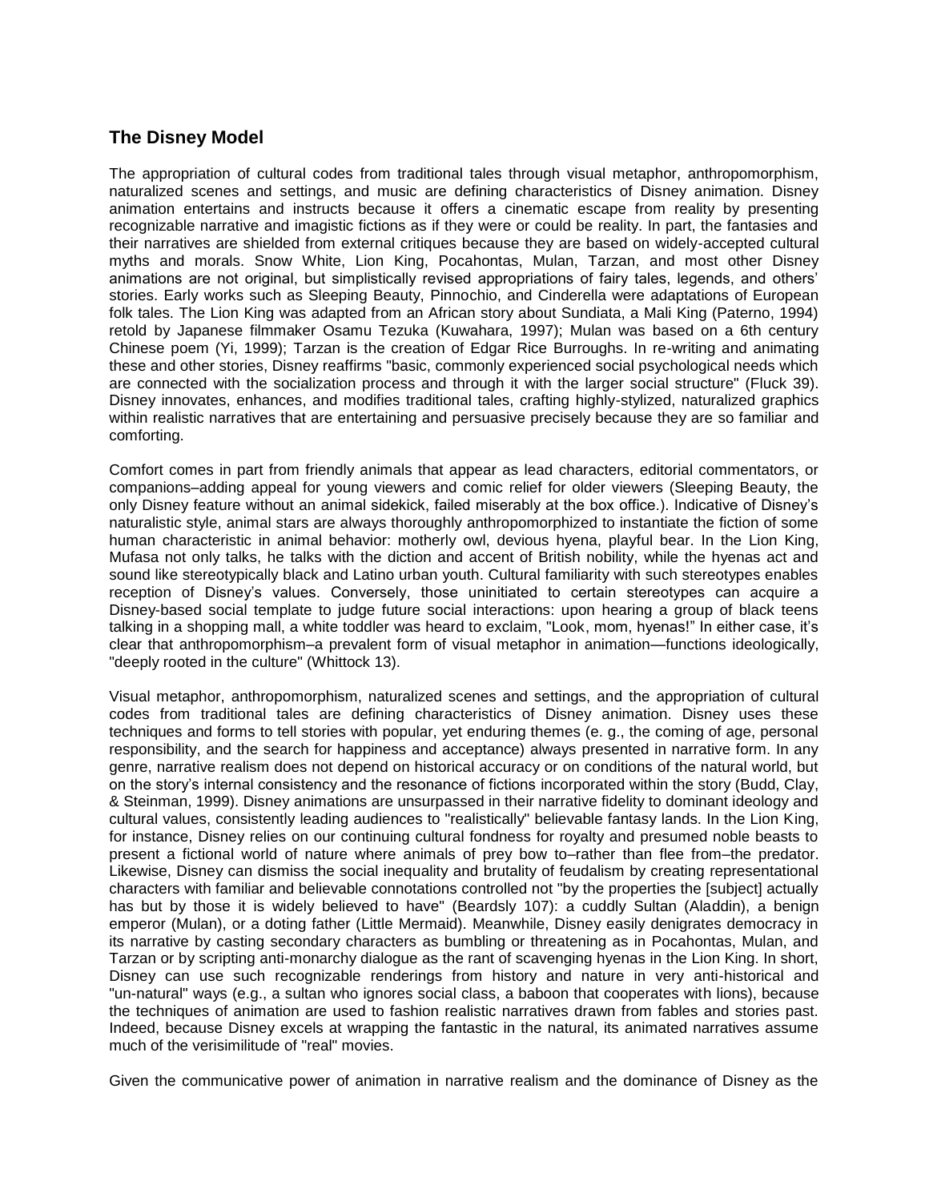## The Disney Model

The appropriation of cultural codes from traditional tales through visual metaphor, anthropomorphism, naturalized scenes and settings, and music are defining characteristics of Disney animation. Disney animation entertains and instructs because it offers a cinematic escape from reality by presenting recognizable narrative and imagistic fictions as if they were or could be reality. In part, the fantasies and their narratives are shielded from external critiques because they are based on widely-accepted cultural myths and morals. Snow White, Lion King, Pocahontas, Mulan, Tarzan, and most other Disney animations are not original, but simplistically revised appropriations of fairy tales, legends, and others' stories. Early works such as Sleeping Beauty, Pinnochio, and Cinderella were adaptations of European folk tales. The Lion King was adapted from an African story about Sundiata, a Mali King (Paterno, 1994) retold by Japanese filmmaker Osamu Tezuka (Kuwahara, 1997); Mulan was based on a 6th century Chinese poem (Yi, 1999); Tarzan is the creation of Edgar Rice Burroughs. In re-writing and animating these and other stories, Disney reaffirms "basic, commonly experienced social psychological needs which are connected with the socialization process and through it with the larger social structure" (Fluck 39). Disney innovates, enhances, and modifies traditional tales, crafting highly-stylized, naturalized graphics within realistic narratives that are entertaining and persuasive precisely because they are so familiar and comforting.

Comfort comes in part from friendly animals that appear as lead characters, editorial commentators, or companions–adding appeal for young viewers and comic relief for older viewers (Sleeping Beauty, the only Disney feature without an animal sidekick, failed miserably at the box office.). Indicative of Disney's naturalistic style, animal stars are always thoroughly anthropomorphized to instantiate the fiction of some human characteristic in animal behavior: motherly owl, devious hyena, playful bear. In the Lion King, Mufasa not only talks, he talks with the diction and accent of British nobility, while the hyenas act and sound like stereotypically black and Latino urban youth. Cultural familiarity with such stereotypes enables reception of Disney's values. Conversely, those uninitiated to certain stereotypes can acquire a Disney-based social template to judge future social interactions: upon hearing a group of black teens talking in a shopping mall, a white toddler was heard to exclaim, "Look, mom, hyenas!" In either case, it's clear that anthropomorphism–a prevalent form of visual metaphor in animation—functions ideologically, "deeply rooted in the culture" (Whittock 13).

Visual metaphor, anthropomorphism, naturalized scenes and settings, and the appropriation of cultural codes from traditional tales are defining characteristics of Disney animation. Disney uses these techniques and forms to tell stories with popular, yet enduring themes (e. g., the coming of age, personal responsibility, and the search for happiness and acceptance) always presented in narrative form. In any genre, narrative realism does not depend on historical accuracy or on conditions of the natural world, but on the story's internal consistency and the resonance of fictions incorporated within the story (Budd, Clay, & Steinman, 1999). Disney animations are unsurpassed in their narrative fidelity to dominant ideology and cultural values, consistently leading audiences to "realistically" believable fantasy lands. In the Lion King, for instance, Disney relies on our continuing cultural fondness for royalty and presumed noble beasts to present a fictional world of nature where animals of prey bow to–rather than flee from–the predator. Likewise, Disney can dismiss the social inequality and brutality of feudalism by creating representational characters with familiar and believable connotations controlled not "by the properties the [subject] actually has but by those it is widely believed to have" (Beardsly 107): a cuddly Sultan (Aladdin), a benign emperor (Mulan), or a doting father (Little Mermaid). Meanwhile, Disney easily denigrates democracy in its narrative by casting secondary characters as bumbling or threatening as in Pocahontas, Mulan, and Tarzan or by scripting anti-monarchy dialogue as the rant of scavenging hyenas in the Lion King. In short, Disney can use such recognizable renderings from history and nature in very anti-historical and "un-natural" ways (e.g., a sultan who ignores social class, a baboon that cooperates with lions), because the techniques of animation are used to fashion realistic narratives drawn from fables and stories past. Indeed, because Disney excels at wrapping the fantastic in the natural, its animated narratives assume much of the verisimilitude of "real" movies.

Given the communicative power of animation in narrative realism and the dominance of Disney as the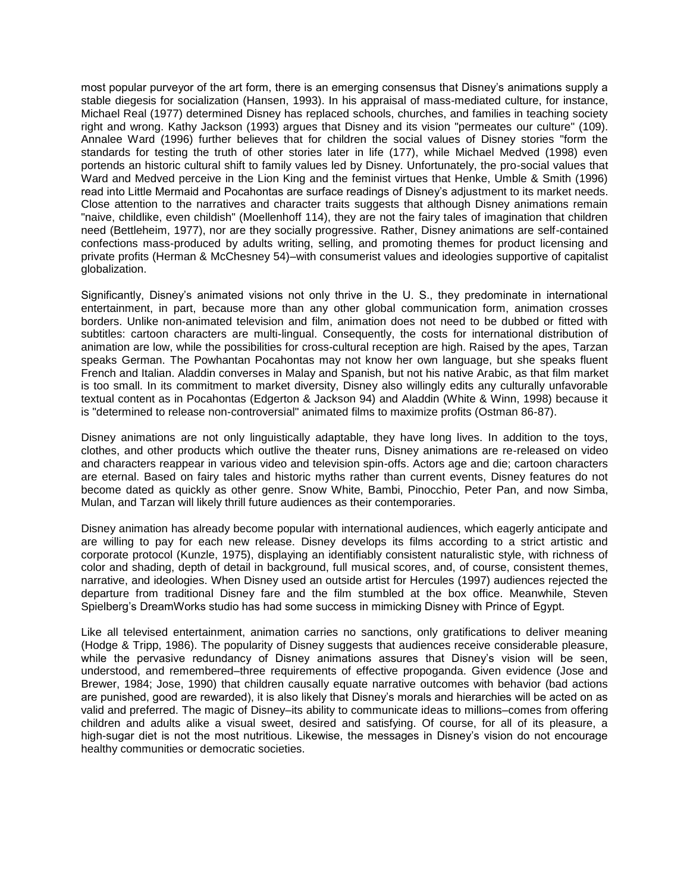most popular purveyor of the art form, there is an emerging consensus that Disney's animations supply a stable diegesis for socialization (Hansen, 1993). In his appraisal of mass-mediated culture, for instance, Michael Real (1977) determined Disney has replaced schools, churches, and families in teaching society right and wrong. Kathy Jackson (1993) argues that Disney and its vision "permeates our culture" (109). Annalee Ward (1996) further believes that for children the social values of Disney stories "form the standards for testing the truth of other stories later in life (177), while Michael Medved (1998) even portends an historic cultural shift to family values led by Disney. Unfortunately, the pro-social values that Ward and Medved perceive in the Lion King and the feminist virtues that Henke, Umble & Smith (1996) read into Little Mermaid and Pocahontas are surface readings of Disney's adjustment to its market needs. Close attention to the narratives and character traits suggests that although Disney animations remain "naive, childlike, even childish" (Moellenhoff 114), they are not the fairy tales of imagination that children need (Bettleheim, 1977), nor are they socially progressive. Rather, Disney animations are self-contained confections mass-produced by adults writing, selling, and promoting themes for product licensing and private profits (Herman & McChesney 54)–with consumerist values and ideologies supportive of capitalist globalization.

Significantly, Disney's animated visions not only thrive in the U. S., they predominate in international entertainment, in part, because more than any other global communication form, animation crosses borders. Unlike non-animated television and film, animation does not need to be dubbed or fitted with subtitles: cartoon characters are multi-lingual. Consequently, the costs for international distribution of animation are low, while the possibilities for cross-cultural reception are high. Raised by the apes, Tarzan speaks German. The Powhantan Pocahontas may not know her own language, but she speaks fluent French and Italian. Aladdin converses in Malay and Spanish, but not his native Arabic, as that film market is too small. In its commitment to market diversity, Disney also willingly edits any culturally unfavorable textual content as in Pocahontas (Edgerton & Jackson 94) and Aladdin (White & Winn, 1998) because it is "determined to release non-controversial" animated films to maximize profits (Ostman 86-87).

Disney animations are not only linguistically adaptable, they have long lives. In addition to the toys, clothes, and other products which outlive the theater runs, Disney animations are re-released on video and characters reappear in various video and television spin-offs. Actors age and die; cartoon characters are eternal. Based on fairy tales and historic myths rather than current events, Disney features do not become dated as quickly as other genre. Snow White, Bambi, Pinocchio, Peter Pan, and now Simba, Mulan, and Tarzan will likely thrill future audiences as their contemporaries.

Disney animation has already become popular with international audiences, which eagerly anticipate and are willing to pay for each new release. Disney develops its films according to a strict artistic and corporate protocol (Kunzle, 1975), displaying an identifiably consistent naturalistic style, with richness of color and shading, depth of detail in background, full musical scores, and, of course, consistent themes, narrative, and ideologies. When Disney used an outside artist for Hercules (1997) audiences rejected the departure from traditional Disney fare and the film stumbled at the box office. Meanwhile, Steven Spielberg's DreamWorks studio has had some success in mimicking Disney with Prince of Egypt.

Like all televised entertainment, animation carries no sanctions, only gratifications to deliver meaning (Hodge & Tripp, 1986). The popularity of Disney suggests that audiences receive considerable pleasure, while the pervasive redundancy of Disney animations assures that Disney's vision will be seen, understood, and remembered–three requirements of effective propoganda. Given evidence (Jose and Brewer, 1984; Jose, 1990) that children causally equate narrative outcomes with behavior (bad actions are punished, good are rewarded), it is also likely that Disney's morals and hierarchies will be acted on as valid and preferred. The magic of Disney–its ability to communicate ideas to millions–comes from offering children and adults alike a visual sweet, desired and satisfying. Of course, for all of its pleasure, a high-sugar diet is not the most nutritious. Likewise, the messages in Disney's vision do not encourage healthy communities or democratic societies.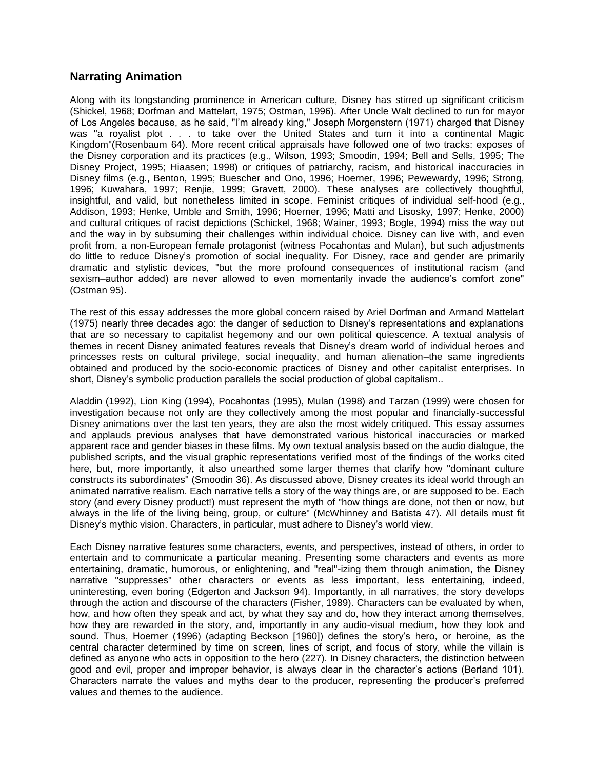## Narrating Animation

Along with its longstanding prominence in American culture, Disney has stirred up significant criticism (Shickel, 1968; Dorfman and Mattelart, 1975; Ostman, 1996). After Uncle Walt declined to run for mayor of Los Angeles because, as he said, "I'm already king," Joseph Morgenstern (1971) charged that Disney was "a royalist plot . . . to take over the United States and turn it into a continental Magic Kingdom"(Rosenbaum 64). More recent critical appraisals have followed one of two tracks: exposes of the Disney corporation and its practices (e.g., Wilson, 1993; Smoodin, 1994; Bell and Sells, 1995; The Disney Project, 1995; Hiaasen; 1998) or critiques of patriarchy, racism, and historical inaccuracies in Disney films (e.g., Benton, 1995; Buescher and Ono, 1996; Hoerner, 1996; Pewewardy, 1996; Strong, 1996; Kuwahara, 1997; Renjie, 1999; Gravett, 2000). These analyses are collectively thoughtful, insightful, and valid, but nonetheless limited in scope. Feminist critiques of individual self-hood (e.g., Addison, 1993; Henke, Umble and Smith, 1996; Hoerner, 1996; Matti and Lisosky, 1997; Henke, 2000) and cultural critiques of racist depictions (Schickel, 1968; Wainer, 1993; Bogle, 1994) miss the way out and the way in by subsuming their challenges within individual choice. Disney can live with, and even profit from, a non-European female protagonist (witness Pocahontas and Mulan), but such adjustments do little to reduce Disney's promotion of social inequality. For Disney, race and gender are primarily dramatic and stylistic devices, "but the more profound consequences of institutional racism (and sexism–author added) are never allowed to even momentarily invade the audience's comfort zone" (Ostman 95).

The rest of this essay addresses the more global concern raised by Ariel Dorfman and Armand Mattelart (1975) nearly three decades ago: the danger of seduction to Disney's representations and explanations that are so necessary to capitalist hegemony and our own political quiescence. A textual analysis of themes in recent Disney animated features reveals that Disney's dream world of individual heroes and princesses rests on cultural privilege, social inequality, and human alienation–the same ingredients obtained and produced by the socio-economic practices of Disney and other capitalist enterprises. In short, Disney's symbolic production parallels the social production of global capitalism..

Aladdin (1992), Lion King (1994), Pocahontas (1995), Mulan (1998) and Tarzan (1999) were chosen for investigation because not only are they collectively among the most popular and financially-successful Disney animations over the last ten years, they are also the most widely critiqued. This essay assumes and applauds previous analyses that have demonstrated various historical inaccuracies or marked apparent race and gender biases in these films. My own textual analysis based on the audio dialogue, the published scripts, and the visual graphic representations verified most of the findings of the works cited here, but, more importantly, it also unearthed some larger themes that clarify how "dominant culture constructs its subordinates" (Smoodin 36). As discussed above, Disney creates its ideal world through an animated narrative realism. Each narrative tells a story of the way things are, or are supposed to be. Each story (and every Disney product!) must represent the myth of "how things are done, not then or now, but always in the life of the living being, group, or culture" (McWhinney and Batista 47). All details must fit Disney's mythic vision. Characters, in particular, must adhere to Disney's world view.

Each Disney narrative features some characters, events, and perspectives, instead of others, in order to entertain and to communicate a particular meaning. Presenting some characters and events as more entertaining, dramatic, humorous, or enlightening, and "real"-izing them through animation, the Disney narrative "suppresses" other characters or events as less important, less entertaining, indeed, uninteresting, even boring (Edgerton and Jackson 94). Importantly, in all narratives, the story develops through the action and discourse of the characters (Fisher, 1989). Characters can be evaluated by when, how, and how often they speak and act, by what they say and do, how they interact among themselves, how they are rewarded in the story, and, importantly in any audio-visual medium, how they look and sound. Thus, Hoerner (1996) (adapting Beckson [1960]) defines the story's hero, or heroine, as the central character determined by time on screen, lines of script, and focus of story, while the villain is defined as anyone who acts in opposition to the hero (227). In Disney characters, the distinction between good and evil, proper and improper behavior, is always clear in the character's actions (Berland 101). Characters narrate the values and myths dear to the producer, representing the producer's preferred values and themes to the audience.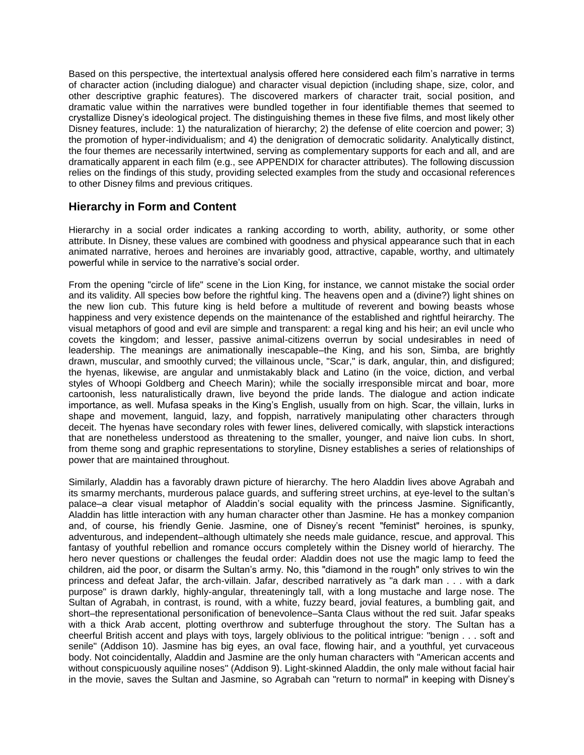Based on this perspective, the intertextual analysis offered here considered each film's narrative in terms of character action (including dialogue) and character visual depiction (including shape, size, color, and other descriptive graphic features). The discovered markers of character trait, social position, and dramatic value within the narratives were bundled together in four identifiable themes that seemed to crystallize Disney's ideological project. The distinguishing themes in these five films, and most likely other Disney features, include: 1) the naturalization of hierarchy; 2) the defense of elite coercion and power; 3) the promotion of hyper-individualism; and 4) the denigration of democratic solidarity. Analytically distinct, the four themes are necessarily intertwined, serving as complementary supports for each and all, and are dramatically apparent in each film (e.g., see APPENDIX for character attributes). The following discussion relies on the findings of this study, providing selected examples from the study and occasional references to other Disney films and previous critiques.

## Hierarchy in Form and Content

Hierarchy in a social order indicates a ranking according to worth, ability, authority, or some other attribute. In Disney, these values are combined with goodness and physical appearance such that in each animated narrative, heroes and heroines are invariably good, attractive, capable, worthy, and ultimately powerful while in service to the narrative's social order.

From the opening "circle of life" scene in the Lion King, for instance, we cannot mistake the social order and its validity. All species bow before the rightful king. The heavens open and a (divine?) light shines on the new lion cub. This future king is held before a multitude of reverent and bowing beasts whose happiness and very existence depends on the maintenance of the established and rightful heirarchy. The visual metaphors of good and evil are simple and transparent: a regal king and his heir; an evil uncle who covets the kingdom; and lesser, passive animal-citizens overrun by social undesirables in need of leadership. The meanings are animationally inescapable–the King, and his son, Simba, are brightly drawn, muscular, and smoothly curved; the villainous uncle, "Scar," is dark, angular, thin, and disfigured; the hyenas, likewise, are angular and unmistakably black and Latino (in the voice, diction, and verbal styles of Whoopi Goldberg and Cheech Marin); while the socially irresponsible mircat and boar, more cartoonish, less naturalistically drawn, live beyond the pride lands. The dialogue and action indicate importance, as well. Mufasa speaks in the King's English, usually from on high. Scar, the villain, lurks in shape and movement, languid, lazy, and foppish, narratively manipulating other characters through deceit. The hyenas have secondary roles with fewer lines, delivered comically, with slapstick interactions that are nonetheless understood as threatening to the smaller, younger, and naive lion cubs. In short, from theme song and graphic representations to storyline, Disney establishes a series of relationships of power that are maintained throughout.

Similarly, Aladdin has a favorably drawn picture of hierarchy. The hero Aladdin lives above Agrabah and its smarmy merchants, murderous palace guards, and suffering street urchins, at eye-level to the sultan's palace–a clear visual metaphor of Aladdin's social equality with the princess Jasmine. Significantly, Aladdin has little interaction with any human character other than Jasmine. He has a monkey companion and, of course, his friendly Genie. Jasmine, one of Disney's recent "feminist" heroines, is spunky, adventurous, and independent–although ultimately she needs male guidance, rescue, and approval. This fantasy of youthful rebellion and romance occurs completely within the Disney world of hierarchy. The hero never questions or challenges the feudal order: Aladdin does not use the magic lamp to feed the children, aid the poor, or disarm the Sultan's army. No, this "diamond in the rough" only strives to win the princess and defeat Jafar, the arch-villain. Jafar, described narratively as "a dark man . . . with a dark purpose" is drawn darkly, highly-angular, threateningly tall, with a long mustache and large nose. The Sultan of Agrabah, in contrast, is round, with a white, fuzzy beard, jovial features, a bumbling gait, and short–the representational personification of benevolence–Santa Claus without the red suit. Jafar speaks with a thick Arab accent, plotting overthrow and subterfuge throughout the story. The Sultan has a cheerful British accent and plays with toys, largely oblivious to the political intrigue: "benign . . . soft and senile" (Addison 10). Jasmine has big eyes, an oval face, flowing hair, and a youthful, yet curvaceous body. Not coincidentally, Aladdin and Jasmine are the only human characters with "American accents and without conspicuously aquiline noses" (Addison 9). Light-skinned Aladdin, the only male without facial hair in the movie, saves the Sultan and Jasmine, so Agrabah can "return to normal" in keeping with Disney's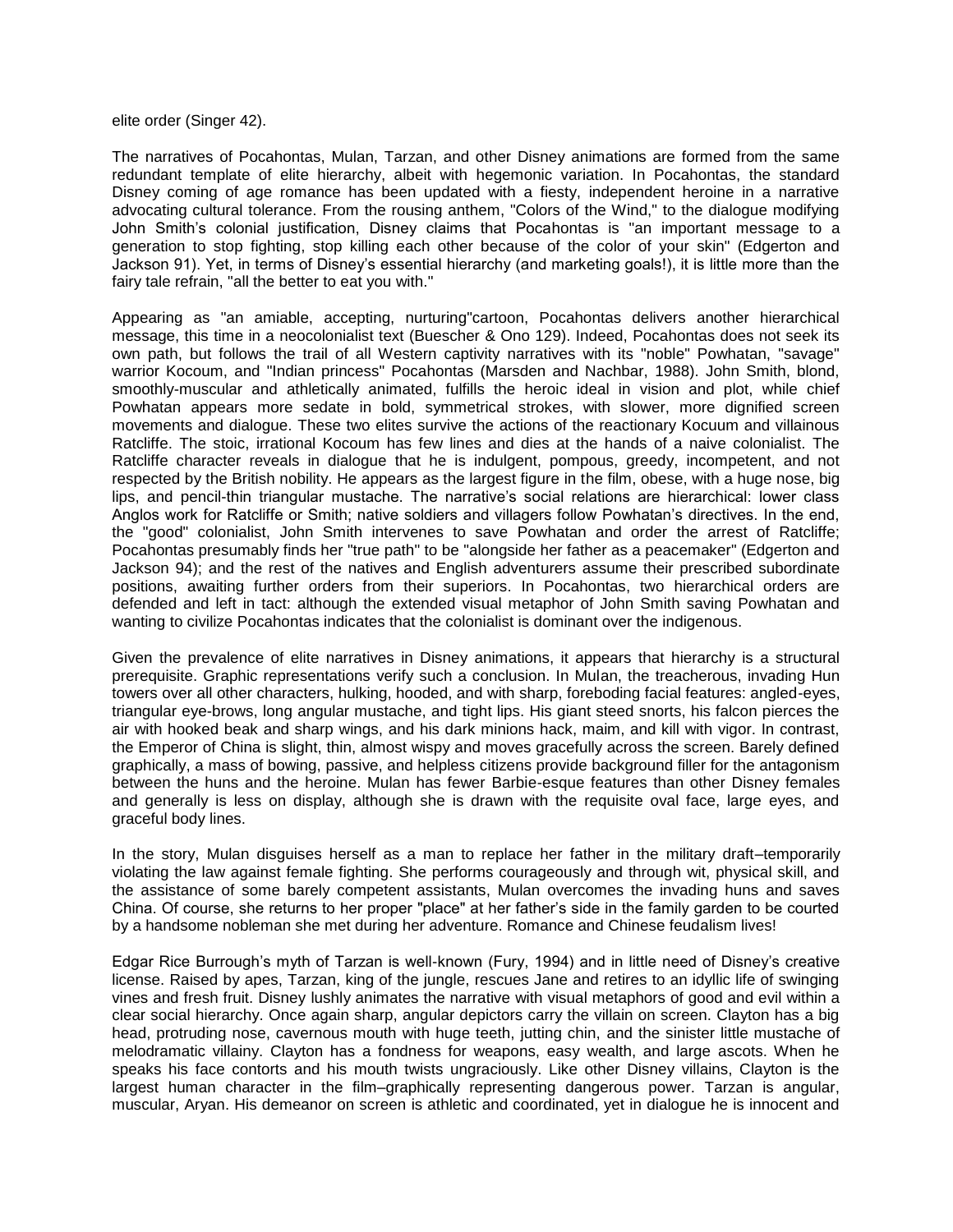elite order (Singer 42).

The narratives of Pocahontas, Mulan, Tarzan, and other Disney animations are formed from the same redundant template of elite hierarchy, albeit with hegemonic variation. In Pocahontas, the standard Disney coming of age romance has been updated with a fiesty, independent heroine in a narrative advocating cultural tolerance. From the rousing anthem, "Colors of the Wind," to the dialogue modifying John Smith's colonial justification, Disney claims that Pocahontas is "an important message to a generation to stop fighting, stop killing each other because of the color of your skin" (Edgerton and Jackson 91). Yet, in terms of Disney's essential hierarchy (and marketing goals!), it is little more than the fairy tale refrain, "all the better to eat you with."

Appearing as "an amiable, accepting, nurturing"cartoon, Pocahontas delivers another hierarchical message, this time in a neocolonialist text (Buescher & Ono 129). Indeed, Pocahontas does not seek its own path, but follows the trail of all Western captivity narratives with its "noble" Powhatan, "savage" warrior Kocoum, and "Indian princess" Pocahontas (Marsden and Nachbar, 1988). John Smith, blond, smoothly-muscular and athletically animated, fulfills the heroic ideal in vision and plot, while chief Powhatan appears more sedate in bold, symmetrical strokes, with slower, more dignified screen movements and dialogue. These two elites survive the actions of the reactionary Kocuum and villainous Ratcliffe. The stoic, irrational Kocoum has few lines and dies at the hands of a naive colonialist. The Ratcliffe character reveals in dialogue that he is indulgent, pompous, greedy, incompetent, and not respected by the British nobility. He appears as the largest figure in the film, obese, with a huge nose, big lips, and pencil-thin triangular mustache. The narrative's social relations are hierarchical: lower class Anglos work for Ratcliffe or Smith; native soldiers and villagers follow Powhatan's directives. In the end, the "good" colonialist, John Smith intervenes to save Powhatan and order the arrest of Ratcliffe; Pocahontas presumably finds her "true path" to be "alongside her father as a peacemaker" (Edgerton and Jackson 94); and the rest of the natives and English adventurers assume their prescribed subordinate positions, awaiting further orders from their superiors. In Pocahontas, two hierarchical orders are defended and left in tact: although the extended visual metaphor of John Smith saving Powhatan and wanting to civilize Pocahontas indicates that the colonialist is dominant over the indigenous.

Given the prevalence of elite narratives in Disney animations, it appears that hierarchy is a structural prerequisite. Graphic representations verify such a conclusion. In Mulan, the treacherous, invading Hun towers over all other characters, hulking, hooded, and with sharp, foreboding facial features: angled-eyes, triangular eye-brows, long angular mustache, and tight lips. His giant steed snorts, his falcon pierces the air with hooked beak and sharp wings, and his dark minions hack, maim, and kill with vigor. In contrast, the Emperor of China is slight, thin, almost wispy and moves gracefully across the screen. Barely defined graphically, a mass of bowing, passive, and helpless citizens provide background filler for the antagonism between the huns and the heroine. Mulan has fewer Barbie-esque features than other Disney females and generally is less on display, although she is drawn with the requisite oval face, large eyes, and graceful body lines.

In the story, Mulan disguises herself as a man to replace her father in the military draft–temporarily violating the law against female fighting. She performs courageously and through wit, physical skill, and the assistance of some barely competent assistants, Mulan overcomes the invading huns and saves China. Of course, she returns to her proper "place" at her father's side in the family garden to be courted by a handsome nobleman she met during her adventure. Romance and Chinese feudalism lives!

Edgar Rice Burrough's myth of Tarzan is well-known (Fury, 1994) and in little need of Disney's creative license. Raised by apes, Tarzan, king of the jungle, rescues Jane and retires to an idyllic life of swinging vines and fresh fruit. Disney lushly animates the narrative with visual metaphors of good and evil within a clear social hierarchy. Once again sharp, angular depictors carry the villain on screen. Clayton has a big head, protruding nose, cavernous mouth with huge teeth, jutting chin, and the sinister little mustache of melodramatic villainy. Clayton has a fondness for weapons, easy wealth, and large ascots. When he speaks his face contorts and his mouth twists ungraciously. Like other Disney villains, Clayton is the largest human character in the film–graphically representing dangerous power. Tarzan is angular, muscular, Aryan. His demeanor on screen is athletic and coordinated, yet in dialogue he is innocent and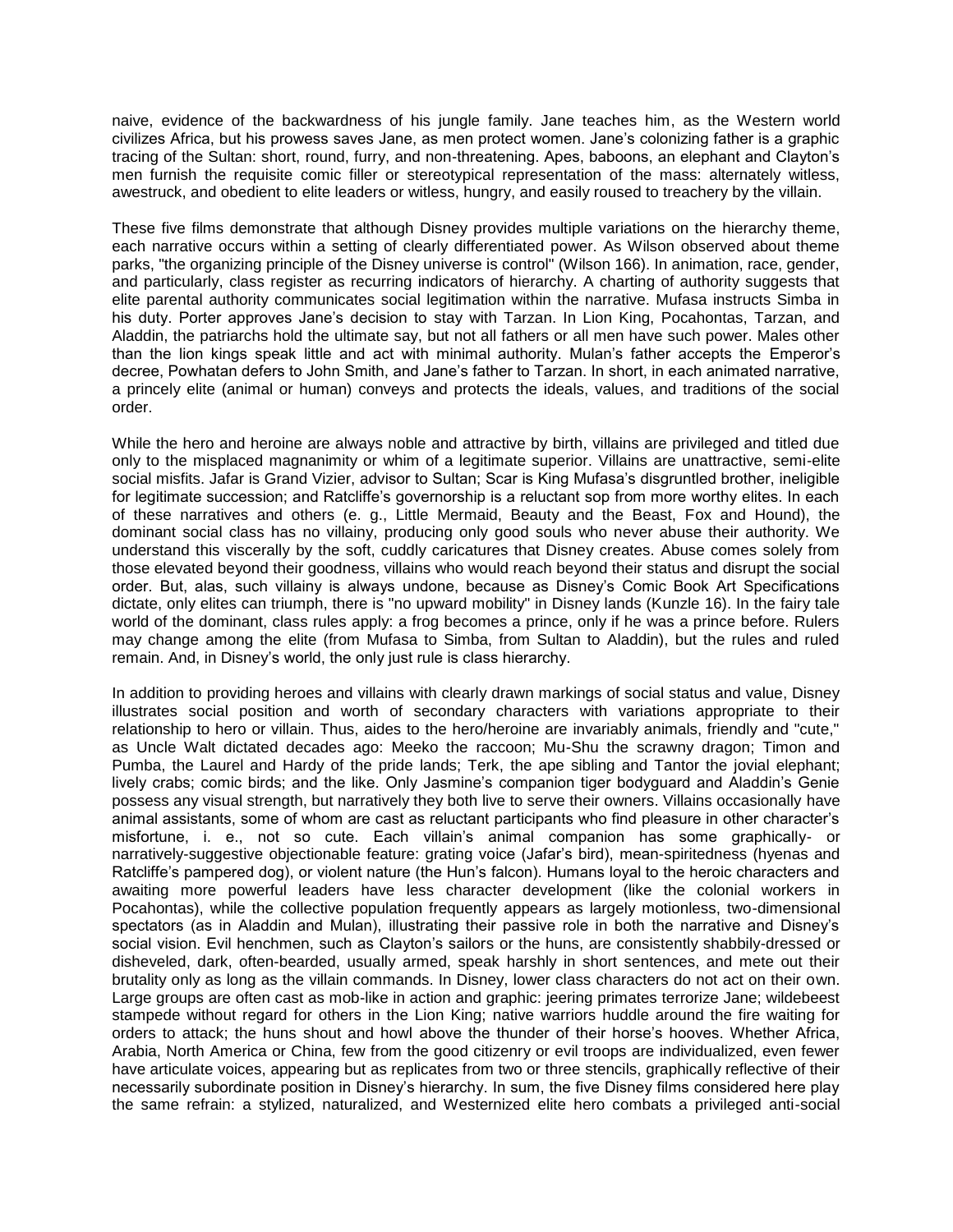naive, evidence of the backwardness of his jungle family. Jane teaches him, as the Western world civilizes Africa, but his prowess saves Jane, as men protect women. Jane's colonizing father is a graphic tracing of the Sultan: short, round, furry, and non-threatening. Apes, baboons, an elephant and Clayton's men furnish the requisite comic filler or stereotypical representation of the mass: alternately witless, awestruck, and obedient to elite leaders or witless, hungry, and easily roused to treachery by the villain.

These five films demonstrate that although Disney provides multiple variations on the hierarchy theme, each narrative occurs within a setting of clearly differentiated power. As Wilson observed about theme parks, "the organizing principle of the Disney universe is control" (Wilson 166). In animation, race, gender, and particularly, class register as recurring indicators of hierarchy. A charting of authority suggests that elite parental authority communicates social legitimation within the narrative. Mufasa instructs Simba in his duty. Porter approves Jane's decision to stay with Tarzan. In Lion King, Pocahontas, Tarzan, and Aladdin, the patriarchs hold the ultimate say, but not all fathers or all men have such power. Males other than the lion kings speak little and act with minimal authority. Mulan's father accepts the Emperor's decree, Powhatan defers to John Smith, and Jane's father to Tarzan. In short, in each animated narrative, a princely elite (animal or human) conveys and protects the ideals, values, and traditions of the social order.

While the hero and heroine are always noble and attractive by birth, villains are privileged and titled due only to the misplaced magnanimity or whim of a legitimate superior. Villains are unattractive, semi-elite social misfits. Jafar is Grand Vizier, advisor to Sultan; Scar is King Mufasa's disgruntled brother, ineligible for legitimate succession; and Ratcliffe's governorship is a reluctant sop from more worthy elites. In each of these narratives and others (e. g., Little Mermaid, Beauty and the Beast, Fox and Hound), the dominant social class has no villainy, producing only good souls who never abuse their authority. We understand this viscerally by the soft, cuddly caricatures that Disney creates. Abuse comes solely from those elevated beyond their goodness, villains who would reach beyond their status and disrupt the social order. But, alas, such villainy is always undone, because as Disney's Comic Book Art Specifications dictate, only elites can triumph, there is "no upward mobility" in Disney lands (Kunzle 16). In the fairy tale world of the dominant, class rules apply: a frog becomes a prince, only if he was a prince before. Rulers may change among the elite (from Mufasa to Simba, from Sultan to Aladdin), but the rules and ruled remain. And, in Disney's world, the only just rule is class hierarchy.

In addition to providing heroes and villains with clearly drawn markings of social status and value, Disney illustrates social position and worth of secondary characters with variations appropriate to their relationship to hero or villain. Thus, aides to the hero/heroine are invariably animals, friendly and "cute," as Uncle Walt dictated decades ago: Meeko the raccoon; Mu-Shu the scrawny dragon; Timon and Pumba, the Laurel and Hardy of the pride lands; Terk, the ape sibling and Tantor the jovial elephant; lively crabs; comic birds; and the like. Only Jasmine's companion tiger bodyguard and Aladdin's Genie possess any visual strength, but narratively they both live to serve their owners. Villains occasionally have animal assistants, some of whom are cast as reluctant participants who find pleasure in other character's misfortune, i. e., not so cute. Each villain's animal companion has some graphically- or narratively-suggestive objectionable feature: grating voice (Jafar's bird), mean-spiritedness (hyenas and Ratcliffe's pampered dog), or violent nature (the Hun's falcon). Humans loyal to the heroic characters and awaiting more powerful leaders have less character development (like the colonial workers in Pocahontas), while the collective population frequently appears as largely motionless, two-dimensional spectators (as in Aladdin and Mulan), illustrating their passive role in both the narrative and Disney's social vision. Evil henchmen, such as Clayton's sailors or the huns, are consistently shabbily-dressed or disheveled, dark, often-bearded, usually armed, speak harshly in short sentences, and mete out their brutality only as long as the villain commands. In Disney, lower class characters do not act on their own. Large groups are often cast as mob-like in action and graphic: jeering primates terrorize Jane; wildebeest stampede without regard for others in the Lion King; native warriors huddle around the fire waiting for orders to attack; the huns shout and howl above the thunder of their horse's hooves. Whether Africa, Arabia, North America or China, few from the good citizenry or evil troops are individualized, even fewer have articulate voices, appearing but as replicates from two or three stencils, graphically reflective of their necessarily subordinate position in Disney's hierarchy. In sum, the five Disney films considered here play the same refrain: a stylized, naturalized, and Westernized elite hero combats a privileged anti-social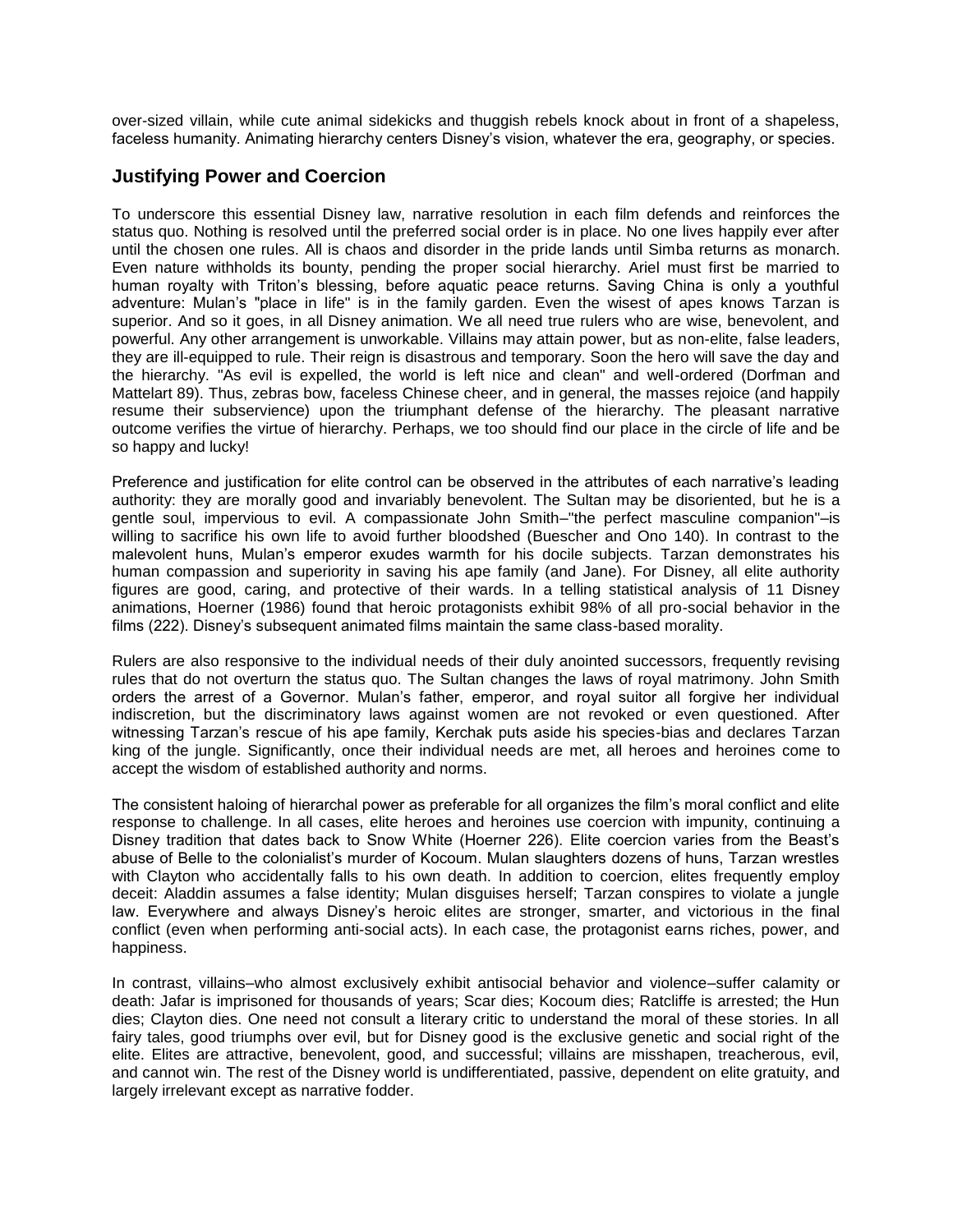over-sized villain, while cute animal sidekicks and thuggish rebels knock about in front of a shapeless, faceless humanity. Animating hierarchy centers Disney's vision, whatever the era, geography, or species.

## Justifying Power and Coercion

To underscore this essential Disney law, narrative resolution in each film defends and reinforces the status quo. Nothing is resolved until the preferred social order is in place. No one lives happily ever after until the chosen one rules. All is chaos and disorder in the pride lands until Simba returns as monarch. Even nature withholds its bounty, pending the proper social hierarchy. Ariel must first be married to human royalty with Triton's blessing, before aquatic peace returns. Saving China is only a youthful adventure: Mulan's "place in life" is in the family garden. Even the wisest of apes knows Tarzan is superior. And so it goes, in all Disney animation. We all need true rulers who are wise, benevolent, and powerful. Any other arrangement is unworkable. Villains may attain power, but as non-elite, false leaders, they are ill-equipped to rule. Their reign is disastrous and temporary. Soon the hero will save the day and the hierarchy. "As evil is expelled, the world is left nice and clean" and well-ordered (Dorfman and Mattelart 89). Thus, zebras bow, faceless Chinese cheer, and in general, the masses rejoice (and happily resume their subservience) upon the triumphant defense of the hierarchy. The pleasant narrative outcome verifies the virtue of hierarchy. Perhaps, we too should find our place in the circle of life and be so happy and lucky!

Preference and justification for elite control can be observed in the attributes of each narrative's leading authority: they are morally good and invariably benevolent. The Sultan may be disoriented, but he is a gentle soul, impervious to evil. A compassionate John Smith–"the perfect masculine companion"–is willing to sacrifice his own life to avoid further bloodshed (Buescher and Ono 140). In contrast to the malevolent huns, Mulan's emperor exudes warmth for his docile subjects. Tarzan demonstrates his human compassion and superiority in saving his ape family (and Jane). For Disney, all elite authority figures are good, caring, and protective of their wards. In a telling statistical analysis of 11 Disney animations, Hoerner (1986) found that heroic protagonists exhibit 98% of all pro-social behavior in the films (222). Disney's subsequent animated films maintain the same class-based morality.

Rulers are also responsive to the individual needs of their duly anointed successors, frequently revising rules that do not overturn the status quo. The Sultan changes the laws of royal matrimony. John Smith orders the arrest of a Governor. Mulan's father, emperor, and royal suitor all forgive her individual indiscretion, but the discriminatory laws against women are not revoked or even questioned. After witnessing Tarzan's rescue of his ape family, Kerchak puts aside his species-bias and declares Tarzan king of the jungle. Significantly, once their individual needs are met, all heroes and heroines come to accept the wisdom of established authority and norms.

The consistent haloing of hierarchal power as preferable for all organizes the film's moral conflict and elite response to challenge. In all cases, elite heroes and heroines use coercion with impunity, continuing a Disney tradition that dates back to Snow White (Hoerner 226). Elite coercion varies from the Beast's abuse of Belle to the colonialist's murder of Kocoum. Mulan slaughters dozens of huns, Tarzan wrestles with Clayton who accidentally falls to his own death. In addition to coercion, elites frequently employ deceit: Aladdin assumes a false identity; Mulan disguises herself; Tarzan conspires to violate a jungle law. Everywhere and always Disney's heroic elites are stronger, smarter, and victorious in the final conflict (even when performing anti-social acts). In each case, the protagonist earns riches, power, and happiness.

In contrast, villains–who almost exclusively exhibit antisocial behavior and violence–suffer calamity or death: Jafar is imprisoned for thousands of years; Scar dies; Kocoum dies; Ratcliffe is arrested; the Hun dies; Clayton dies. One need not consult a literary critic to understand the moral of these stories. In all fairy tales, good triumphs over evil, but for Disney good is the exclusive genetic and social right of the elite. Elites are attractive, benevolent, good, and successful; villains are misshapen, treacherous, evil, and cannot win. The rest of the Disney world is undifferentiated, passive, dependent on elite gratuity, and largely irrelevant except as narrative fodder.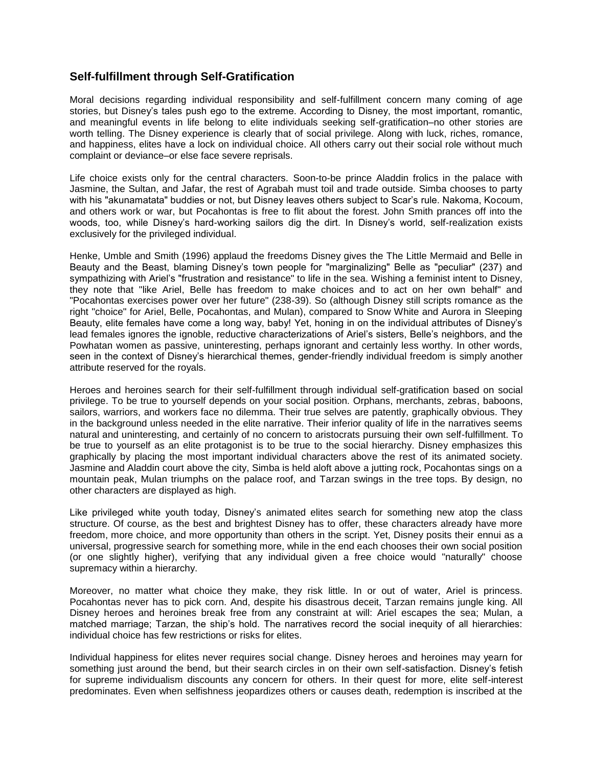## Self-fulfillment through Self-Gratification

Moral decisions regarding individual responsibility and self-fulfillment concern many coming of age stories, but Disney's tales push ego to the extreme. According to Disney, the most important, romantic, and meaningful events in life belong to elite individuals seeking self-gratification–no other stories are worth telling. The Disney experience is clearly that of social privilege. Along with luck, riches, romance, and happiness, elites have a lock on individual choice. All others carry out their social role without much complaint or deviance–or else face severe reprisals.

Life choice exists only for the central characters. Soon-to-be prince Aladdin frolics in the palace with Jasmine, the Sultan, and Jafar, the rest of Agrabah must toil and trade outside. Simba chooses to party with his "akunamatata" buddies or not, but Disney leaves others subject to Scar's rule. Nakoma, Kocoum, and others work or war, but Pocahontas is free to flit about the forest. John Smith prances off into the woods, too, while Disney's hard-working sailors dig the dirt. In Disney's world, self-realization exists exclusively for the privileged individual.

Henke, Umble and Smith (1996) applaud the freedoms Disney gives the The Little Mermaid and Belle in Beauty and the Beast, blaming Disney's town people for "marginalizing" Belle as "peculiar" (237) and sympathizing with Ariel's "frustration and resistance" to life in the sea. Wishing a feminist intent to Disney, they note that "like Ariel, Belle has freedom to make choices and to act on her own behalf" and "Pocahontas exercises power over her future" (238-39). So (although Disney still scripts romance as the right "choice" for Ariel, Belle, Pocahontas, and Mulan), compared to Snow White and Aurora in Sleeping Beauty, elite females have come a long way, baby! Yet, honing in on the individual attributes of Disney's lead females ignores the ignoble, reductive characterizations of Ariel's sisters, Belle's neighbors, and the Powhatan women as passive, uninteresting, perhaps ignorant and certainly less worthy. In other words, seen in the context of Disney's hierarchical themes, gender-friendly individual freedom is simply another attribute reserved for the royals.

Heroes and heroines search for their self-fulfillment through individual self-gratification based on social privilege. To be true to yourself depends on your social position. Orphans, merchants, zebras, baboons, sailors, warriors, and workers face no dilemma. Their true selves are patently, graphically obvious. They in the background unless needed in the elite narrative. Their inferior quality of life in the narratives seems natural and uninteresting, and certainly of no concern to aristocrats pursuing their own self-fulfillment. To be true to yourself as an elite protagonist is to be true to the social hierarchy. Disney emphasizes this graphically by placing the most important individual characters above the rest of its animated society. Jasmine and Aladdin court above the city, Simba is held aloft above a jutting rock, Pocahontas sings on a mountain peak, Mulan triumphs on the palace roof, and Tarzan swings in the tree tops. By design, no other characters are displayed as high.

Like privileged white youth today, Disney's animated elites search for something new atop the class structure. Of course, as the best and brightest Disney has to offer, these characters already have more freedom, more choice, and more opportunity than others in the script. Yet, Disney posits their ennui as a universal, progressive search for something more, while in the end each chooses their own social position (or one slightly higher), verifying that any individual given a free choice would "naturally" choose supremacy within a hierarchy.

Moreover, no matter what choice they make, they risk little. In or out of water, Ariel is princess. Pocahontas never has to pick corn. And, despite his disastrous deceit, Tarzan remains jungle king. All Disney heroes and heroines break free from any constraint at will: Ariel escapes the sea; Mulan, a matched marriage; Tarzan, the ship's hold. The narratives record the social inequity of all hierarchies: individual choice has few restrictions or risks for elites.

Individual happiness for elites never requires social change. Disney heroes and heroines may yearn for something just around the bend, but their search circles in on their own self-satisfaction. Disney's fetish for supreme individualism discounts any concern for others. In their quest for more, elite self-interest predominates. Even when selfishness jeopardizes others or causes death, redemption is inscribed at the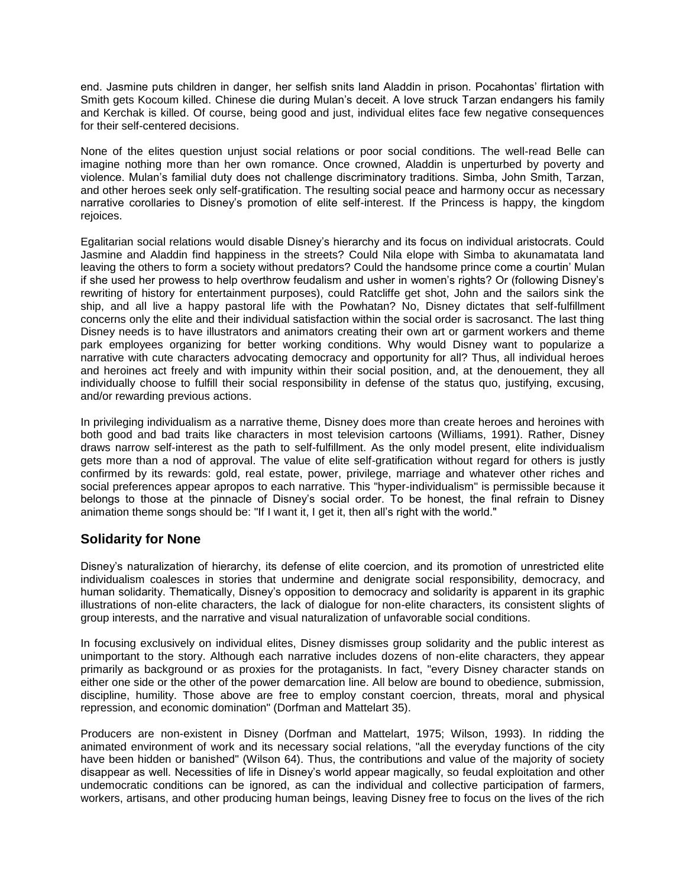end. Jasmine puts children in danger, her selfish snits land Aladdin in prison. Pocahontas' flirtation with Smith gets Kocoum killed. Chinese die during Mulan's deceit. A love struck Tarzan endangers his family and Kerchak is killed. Of course, being good and just, individual elites face few negative consequences for their self-centered decisions.

None of the elites question unjust social relations or poor social conditions. The well-read Belle can imagine nothing more than her own romance. Once crowned, Aladdin is unperturbed by poverty and violence. Mulan's familial duty does not challenge discriminatory traditions. Simba, John Smith, Tarzan, and other heroes seek only self-gratification. The resulting social peace and harmony occur as necessary narrative corollaries to Disney's promotion of elite self-interest. If the Princess is happy, the kingdom rejoices.

Egalitarian social relations would disable Disney's hierarchy and its focus on individual aristocrats. Could Jasmine and Aladdin find happiness in the streets? Could Nila elope with Simba to akunamatata land leaving the others to form a society without predators? Could the handsome prince come a courtin' Mulan if she used her prowess to help overthrow feudalism and usher in women's rights? Or (following Disney's rewriting of history for entertainment purposes), could Ratcliffe get shot, John and the sailors sink the ship, and all live a happy pastoral life with the Powhatan? No, Disney dictates that self-fulfillment concerns only the elite and their individual satisfaction within the social order is sacrosanct. The last thing Disney needs is to have illustrators and animators creating their own art or garment workers and theme park employees organizing for better working conditions. Why would Disney want to popularize a narrative with cute characters advocating democracy and opportunity for all? Thus, all individual heroes and heroines act freely and with impunity within their social position, and, at the denouement, they all individually choose to fulfill their social responsibility in defense of the status quo, justifying, excusing, and/or rewarding previous actions.

In privileging individualism as a narrative theme, Disney does more than create heroes and heroines with both good and bad traits like characters in most television cartoons (Williams, 1991). Rather, Disney draws narrow self-interest as the path to self-fulfillment. As the only model present, elite individualism gets more than a nod of approval. The value of elite self-gratification without regard for others is justly confirmed by its rewards: gold, real estate, power, privilege, marriage and whatever other riches and social preferences appear apropos to each narrative. This "hyper-individualism" is permissible because it belongs to those at the pinnacle of Disney's social order. To be honest, the final refrain to Disney animation theme songs should be: "If I want it, I get it, then all's right with the world."

## Solidarity for None

Disney's naturalization of hierarchy, its defense of elite coercion, and its promotion of unrestricted elite individualism coalesces in stories that undermine and denigrate social responsibility, democracy, and human solidarity. Thematically, Disney's opposition to democracy and solidarity is apparent in its graphic illustrations of non-elite characters, the lack of dialogue for non-elite characters, its consistent slights of group interests, and the narrative and visual naturalization of unfavorable social conditions.

In focusing exclusively on individual elites, Disney dismisses group solidarity and the public interest as unimportant to the story. Although each narrative includes dozens of non-elite characters, they appear primarily as background or as proxies for the protagonists. In fact, "every Disney character stands on either one side or the other of the power demarcation line. All below are bound to obedience, submission, discipline, humility. Those above are free to employ constant coercion, threats, moral and physical repression, and economic domination" (Dorfman and Mattelart 35).

Producers are non-existent in Disney (Dorfman and Mattelart, 1975; Wilson, 1993). In ridding the animated environment of work and its necessary social relations, "all the everyday functions of the city have been hidden or banished" (Wilson 64). Thus, the contributions and value of the majority of society disappear as well. Necessities of life in Disney's world appear magically, so feudal exploitation and other undemocratic conditions can be ignored, as can the individual and collective participation of farmers, workers, artisans, and other producing human beings, leaving Disney free to focus on the lives of the rich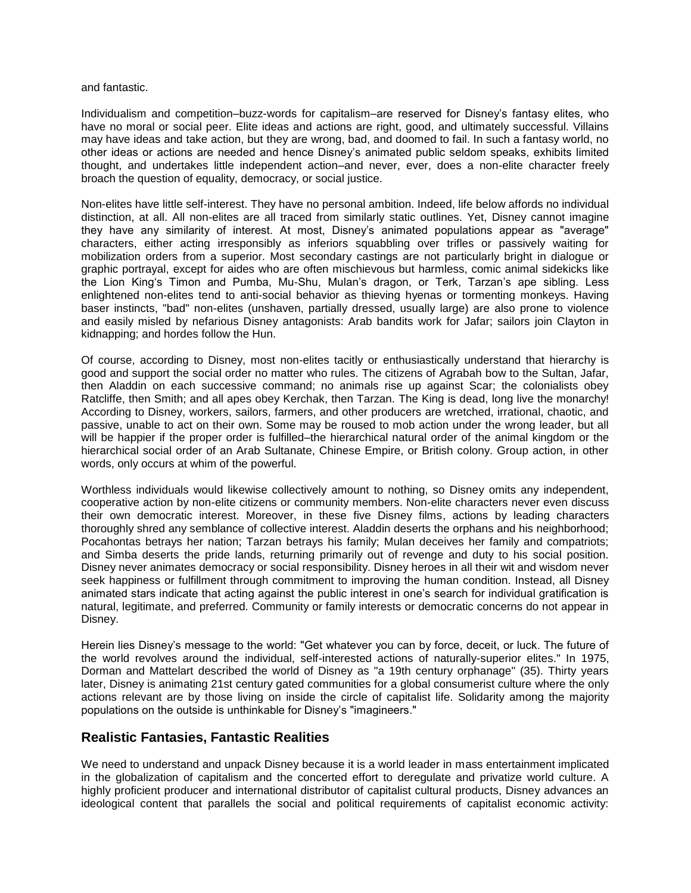and fantastic.

Individualism and competition–buzz-words for capitalism–are reserved for Disney's fantasy elites, who have no moral or social peer. Elite ideas and actions are right, good, and ultimately successful. Villains may have ideas and take action, but they are wrong, bad, and doomed to fail. In such a fantasy world, no other ideas or actions are needed and hence Disney's animated public seldom speaks, exhibits limited thought, and undertakes little independent action–and never, ever, does a non-elite character freely broach the question of equality, democracy, or social justice.

Non-elites have little self-interest. They have no personal ambition. Indeed, life below affords no individual distinction, at all. All non-elites are all traced from similarly static outlines. Yet, Disney cannot imagine they have any similarity of interest. At most, Disney's animated populations appear as "average" characters, either acting irresponsibly as inferiors squabbling over trifles or passively waiting for mobilization orders from a superior. Most secondary castings are not particularly bright in dialogue or graphic portrayal, except for aides who are often mischievous but harmless, comic animal sidekicks like the Lion King's Timon and Pumba, Mu-Shu, Mulan's dragon, or Terk, Tarzan's ape sibling. Less enlightened non-elites tend to anti-social behavior as thieving hyenas or tormenting monkeys. Having baser instincts, "bad" non-elites (unshaven, partially dressed, usually large) are also prone to violence and easily misled by nefarious Disney antagonists: Arab bandits work for Jafar; sailors join Clayton in kidnapping; and hordes follow the Hun.

Of course, according to Disney, most non-elites tacitly or enthusiastically understand that hierarchy is good and support the social order no matter who rules. The citizens of Agrabah bow to the Sultan, Jafar, then Aladdin on each successive command; no animals rise up against Scar; the colonialists obey Ratcliffe, then Smith; and all apes obey Kerchak, then Tarzan. The King is dead, long live the monarchy! According to Disney, workers, sailors, farmers, and other producers are wretched, irrational, chaotic, and passive, unable to act on their own. Some may be roused to mob action under the wrong leader, but all will be happier if the proper order is fulfilled–the hierarchical natural order of the animal kingdom or the hierarchical social order of an Arab Sultanate, Chinese Empire, or British colony. Group action, in other words, only occurs at whim of the powerful.

Worthless individuals would likewise collectively amount to nothing, so Disney omits any independent, cooperative action by non-elite citizens or community members. Non-elite characters never even discuss their own democratic interest. Moreover, in these five Disney films, actions by leading characters thoroughly shred any semblance of collective interest. Aladdin deserts the orphans and his neighborhood; Pocahontas betrays her nation; Tarzan betrays his family; Mulan deceives her family and compatriots; and Simba deserts the pride lands, returning primarily out of revenge and duty to his social position. Disney never animates democracy or social responsibility. Disney heroes in all their wit and wisdom never seek happiness or fulfillment through commitment to improving the human condition. Instead, all Disney animated stars indicate that acting against the public interest in one's search for individual gratification is natural, legitimate, and preferred. Community or family interests or democratic concerns do not appear in Disney.

Herein lies Disney's message to the world: "Get whatever you can by force, deceit, or luck. The future of the world revolves around the individual, self-interested actions of naturally-superior elites." In 1975, Dorman and Mattelart described the world of Disney as "a 19th century orphanage" (35). Thirty years later, Disney is animating 21st century gated communities for a global consumerist culture where the only actions relevant are by those living on inside the circle of capitalist life. Solidarity among the majority populations on the outside is unthinkable for Disney's "imagineers."

## Realistic Fantasies, Fantastic Realities

We need to understand and unpack Disney because it is a world leader in mass entertainment implicated in the globalization of capitalism and the concerted effort to deregulate and privatize world culture. A highly proficient producer and international distributor of capitalist cultural products, Disney advances an ideological content that parallels the social and political requirements of capitalist economic activity: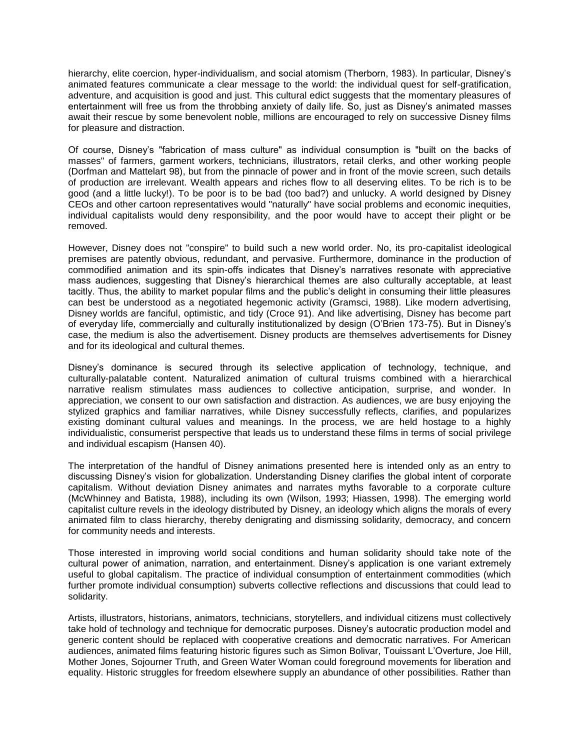hierarchy, elite coercion, hyper-individualism, and social atomism (Therborn, 1983). In particular, Disney's animated features communicate a clear message to the world: the individual quest for self-gratification, adventure, and acquisition is good and just. This cultural edict suggests that the momentary pleasures of entertainment will free us from the throbbing anxiety of daily life. So, just as Disney's animated masses await their rescue by some benevolent noble, millions are encouraged to rely on successive Disney films for pleasure and distraction.

Of course, Disney's "fabrication of mass culture" as individual consumption is "built on the backs of masses" of farmers, garment workers, technicians, illustrators, retail clerks, and other working people (Dorfman and Mattelart 98), but from the pinnacle of power and in front of the movie screen, such details of production are irrelevant. Wealth appears and riches flow to all deserving elites. To be rich is to be good (and a little lucky!). To be poor is to be bad (too bad?) and unlucky. A world designed by Disney CEOs and other cartoon representatives would "naturally" have social problems and economic inequities, individual capitalists would deny responsibility, and the poor would have to accept their plight or be removed.

However, Disney does not "conspire" to build such a new world order. No, its pro-capitalist ideological premises are patently obvious, redundant, and pervasive. Furthermore, dominance in the production of commodified animation and its spin-offs indicates that Disney's narratives resonate with appreciative mass audiences, suggesting that Disney's hierarchical themes are also culturally acceptable, at least tacitly. Thus, the ability to market popular films and the public's delight in consuming their little pleasures can best be understood as a negotiated hegemonic activity (Gramsci, 1988). Like modern advertising, Disney worlds are fanciful, optimistic, and tidy (Croce 91). And like advertising, Disney has become part of everyday life, commercially and culturally institutionalized by design (O'Brien 173-75). But in Disney's case, the medium is also the advertisement. Disney products are themselves advertisements for Disney and for its ideological and cultural themes.

Disney's dominance is secured through its selective application of technology, technique, and culturally-palatable content. Naturalized animation of cultural truisms combined with a hierarchical narrative realism stimulates mass audiences to collective anticipation, surprise, and wonder. In appreciation, we consent to our own satisfaction and distraction. As audiences, we are busy enjoying the stylized graphics and familiar narratives, while Disney successfully reflects, clarifies, and popularizes existing dominant cultural values and meanings. In the process, we are held hostage to a highly individualistic, consumerist perspective that leads us to understand these films in terms of social privilege and individual escapism (Hansen 40).

The interpretation of the handful of Disney animations presented here is intended only as an entry to discussing Disney's vision for globalization. Understanding Disney clarifies the global intent of corporate capitalism. Without deviation Disney animates and narrates myths favorable to a corporate culture (McWhinney and Batista, 1988), including its own (Wilson, 1993; Hiassen, 1998). The emerging world capitalist culture revels in the ideology distributed by Disney, an ideology which aligns the morals of every animated film to class hierarchy, thereby denigrating and dismissing solidarity, democracy, and concern for community needs and interests.

Those interested in improving world social conditions and human solidarity should take note of the cultural power of animation, narration, and entertainment. Disney's application is one variant extremely useful to global capitalism. The practice of individual consumption of entertainment commodities (which further promote individual consumption) subverts collective reflections and discussions that could lead to solidarity.

Artists, illustrators, historians, animators, technicians, storytellers, and individual citizens must collectively take hold of technology and technique for democratic purposes. Disney's autocratic production model and generic content should be replaced with cooperative creations and democratic narratives. For American audiences, animated films featuring historic figures such as Simon Bolivar, Touissant L'Overture, Joe Hill, Mother Jones, Sojourner Truth, and Green Water Woman could foreground movements for liberation and equality. Historic struggles for freedom elsewhere supply an abundance of other possibilities. Rather than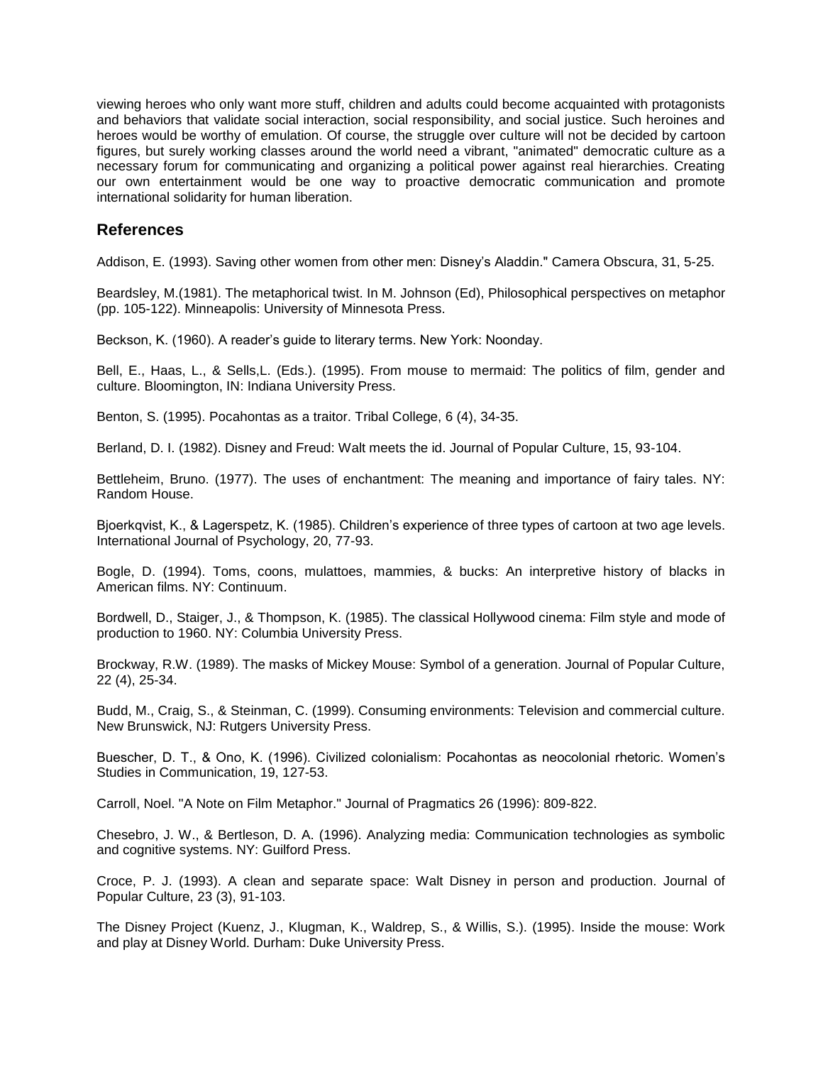viewing heroes who only want more stuff, children and adults could become acquainted with protagonists and behaviors that validate social interaction, social responsibility, and social justice. Such heroines and heroes would be worthy of emulation. Of course, the struggle over culture will not be decided by cartoon figures, but surely working classes around the world need a vibrant, "animated" democratic culture as a necessary forum for communicating and organizing a political power against real hierarchies. Creating our own entertainment would be one way to proactive democratic communication and promote international solidarity for human liberation.

## References

Addison, E. (1993). Saving other women from other men: Disney's Aladdin." Camera Obscura, 31, 5-25.

Beardsley, M.(1981). The metaphorical twist. In M. Johnson (Ed), Philosophical perspectives on metaphor (pp. 105-122). Minneapolis: University of Minnesota Press.

Beckson, K. (1960). A reader's guide to literary terms. New York: Noonday.

Bell, E., Haas, L., & Sells,L. (Eds.). (1995). From mouse to mermaid: The politics of film, gender and culture. Bloomington, IN: Indiana University Press.

Benton, S. (1995). Pocahontas as a traitor. Tribal College, 6 (4), 34-35.

Berland, D. I. (1982). Disney and Freud: Walt meets the id. Journal of Popular Culture, 15, 93-104.

Bettleheim, Bruno. (1977). The uses of enchantment: The meaning and importance of fairy tales. NY: Random House.

Bjoerkqvist, K., & Lagerspetz, K. (1985). Children's experience of three types of cartoon at two age levels. International Journal of Psychology, 20, 77-93.

Bogle, D. (1994). Toms, coons, mulattoes, mammies, & bucks: An interpretive history of blacks in American films. NY: Continuum.

Bordwell, D., Staiger, J., & Thompson, K. (1985). The classical Hollywood cinema: Film style and mode of production to 1960. NY: Columbia University Press.

Brockway, R.W. (1989). The masks of Mickey Mouse: Symbol of a generation. Journal of Popular Culture, 22 (4), 25-34.

Budd, M., Craig, S., & Steinman, C. (1999). Consuming environments: Television and commercial culture. New Brunswick, NJ: Rutgers University Press.

Buescher, D. T., & Ono, K. (1996). Civilized colonialism: Pocahontas as neocolonial rhetoric. Women's Studies in Communication, 19, 127-53.

Carroll, Noel. "A Note on Film Metaphor." Journal of Pragmatics 26 (1996): 809-822.

Chesebro, J. W., & Bertleson, D. A. (1996). Analyzing media: Communication technologies as symbolic and cognitive systems. NY: Guilford Press.

Croce, P. J. (1993). A clean and separate space: Walt Disney in person and production. Journal of Popular Culture, 23 (3), 91-103.

The Disney Project (Kuenz, J., Klugman, K., Waldrep, S., & Willis, S.). (1995). Inside the mouse: Work and play at Disney World. Durham: Duke University Press.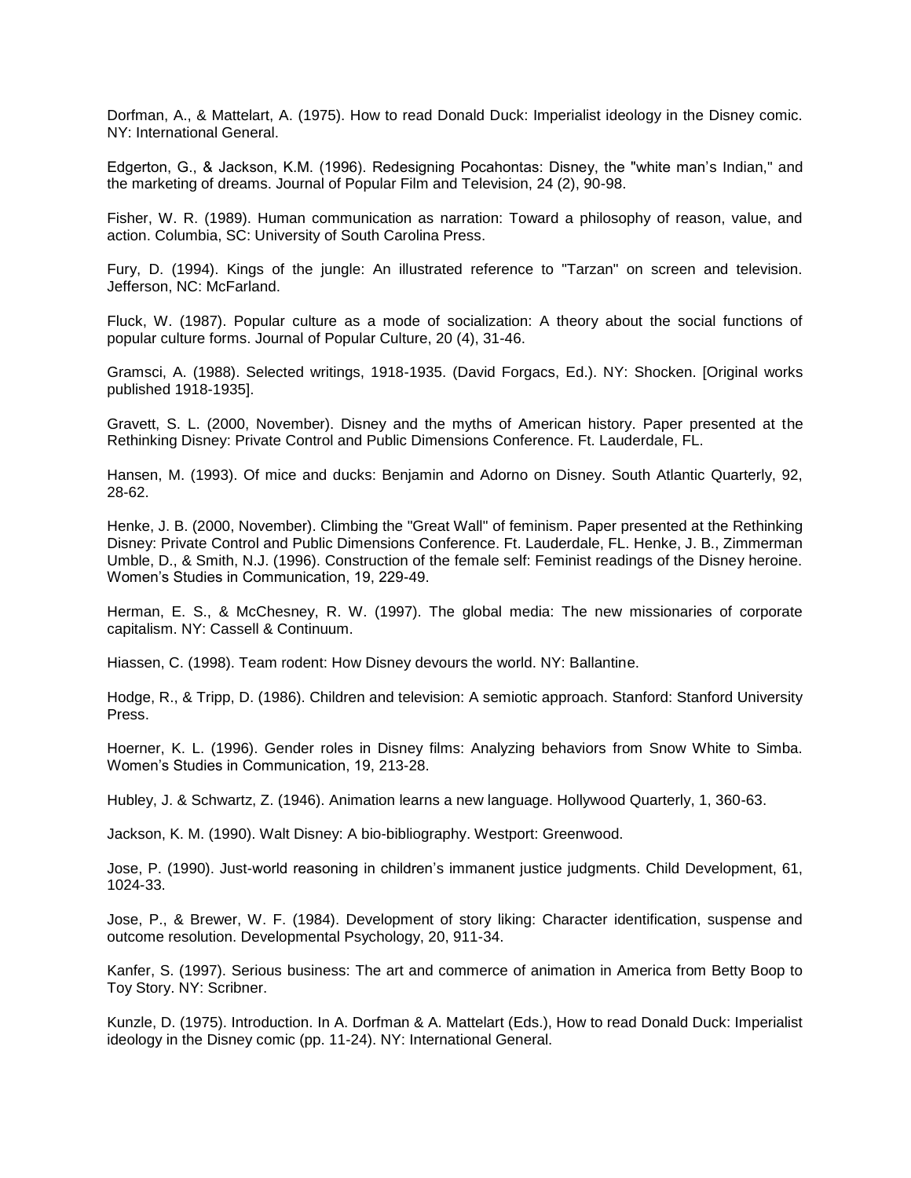Dorfman, A., & Mattelart, A. (1975). How to read Donald Duck: Imperialist ideology in the Disney comic. NY: International General.

Edgerton, G., & Jackson, K.M. (1996). Redesigning Pocahontas: Disney, the "white man’s Indian," and the marketing of dreams. Journal of Popular Film and Television, 24 (2), 90-98.

Fisher, W. R. (1989). Human communication as narration: Toward a philosophy of reason, value, and action. Columbia, SC: University of South Carolina Press.

Fury, D. (1994). Kings of the jungle: An illustrated reference to "Tarzan" on screen and television. Jefferson, NC: McFarland.

Fluck, W. (1987). Popular culture as a mode of socialization: A theory about the social functions of popular culture forms. Journal of Popular Culture, 20 (4), 31-46.

Gramsci, A. (1988). Selected writings, 1918-1935. (David Forgacs, Ed.). NY: Shocken. [Original works published 1918-1935].

Gravett, S. L. (2000, November). Disney and the myths of American history. Paper presented at the Rethinking Disney: Private Control and Public Dimensions Conference. Ft. Lauderdale, FL.

Hansen, M. (1993). Of mice and ducks: Benjamin and Adorno on Disney. South Atlantic Quarterly, 92, 28-62.

Henke, J. B. (2000, November). Climbing the "Great Wall" of feminism. Paper presented at the Rethinking Disney: Private Control and Public Dimensions Conference. Ft. Lauderdale, FL. Henke, J. B., Zimmerman Umble, D., & Smith, N.J. (1996). Construction of the female self: Feminist readings of the Disney heroine. Women’s Studies in Communication, 19, 229-49.

Herman, E. S., & McChesney, R. W. (1997). The global media: The new missionaries of corporate capitalism. NY: Cassell & Continuum.

Hiassen, C. (1998). Team rodent: How Disney devours the world. NY: Ballantine.

Hodge, R., & Tripp, D. (1986). Children and television: A semiotic approach. Stanford: Stanford University Press.

Hoerner, K. L. (1996). Gender roles in Disney films: Analyzing behaviors from Snow White to Simba. Women’s Studies in Communication, 19, 213-28.

Hubley, J. & Schwartz, Z. (1946). Animation learns a new language. Hollywood Quarterly, 1, 360-63.

Jackson, K. M. (1990). Walt Disney: A bio-bibliography. Westport: Greenwood.

Jose, P. (1990). Just-world reasoning in children’s immanent justice judgments. Child Development, 61, 1024-33.

Jose, P., & Brewer, W. F. (1984). Development of story liking: Character identification, suspense and outcome resolution. Developmental Psychology, 20, 911-34.

Kanfer, S. (1997). Serious business: The art and commerce of animation in America from Betty Boop to Toy Story. NY: Scribner.

Kunzle, D. (1975). Introduction. In A. Dorfman & A. Mattelart (Eds.), How to read Donald Duck: Imperialist ideology in the Disney comic (pp. 11-24). NY: International General.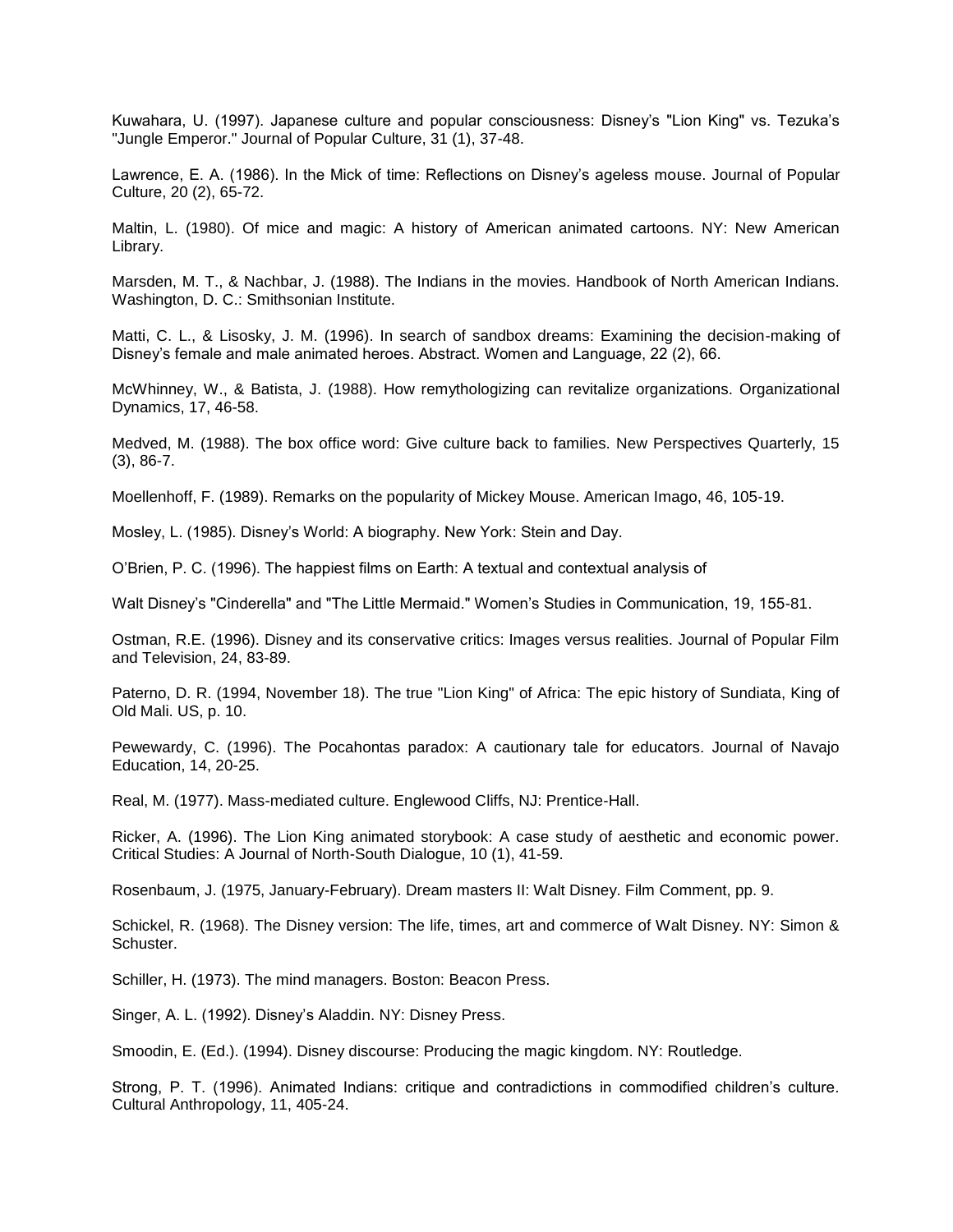Kuwahara, U. (1997). Japanese culture and popular consciousness: Disney's "Lion King" vs. Tezuka's "Jungle Emperor." Journal of Popular Culture, 31 (1), 37-48.

Lawrence, E. A. (1986). In the Mick of time: Reflections on Disney's ageless mouse. Journal of Popular Culture, 20 (2), 65-72.

Maltin, L. (1980). Of mice and magic: A history of American animated cartoons. NY: New American Library.

Marsden, M. T., & Nachbar, J. (1988). The Indians in the movies. Handbook of North American Indians. Washington, D. C.: Smithsonian Institute.

Matti, C. L., & Lisosky, J. M. (1996). In search of sandbox dreams: Examining the decision-making of Disney's female and male animated heroes. Abstract. Women and Language, 22 (2), 66.

McWhinney, W., & Batista, J. (1988). How remythologizing can revitalize organizations. Organizational Dynamics, 17, 46-58.

Medved, M. (1988). The box office word: Give culture back to families. New Perspectives Quarterly, 15 (3), 86-7.

Moellenhoff, F. (1989). Remarks on the popularity of Mickey Mouse. American Imago, 46, 105-19.

Mosley, L. (1985). Disney's World: A biography. New York: Stein and Day.

O'Brien, P. C. (1996). The happiest films on Earth: A textual and contextual analysis of

Walt Disney's "Cinderella" and "The Little Mermaid." Women's Studies in Communication, 19, 155-81.

Ostman, R.E. (1996). Disney and its conservative critics: Images versus realities. Journal of Popular Film and Television, 24, 83-89.

Paterno, D. R. (1994, November 18). The true "Lion King" of Africa: The epic history of Sundiata, King of Old Mali. US, p. 10.

Pewewardy, C. (1996). The Pocahontas paradox: A cautionary tale for educators. Journal of Navajo Education, 14, 20-25.

Real, M. (1977). Mass-mediated culture. Englewood Cliffs, NJ: Prentice-Hall.

Ricker, A. (1996). The Lion King animated storybook: A case study of aesthetic and economic power. Critical Studies: A Journal of North-South Dialogue, 10 (1), 41-59.

Rosenbaum, J. (1975, January-February). Dream masters II: Walt Disney. Film Comment, pp. 9.

Schickel, R. (1968). The Disney version: The life, times, art and commerce of Walt Disney. NY: Simon & Schuster.

Schiller, H. (1973). The mind managers. Boston: Beacon Press.

Singer, A. L. (1992). Disney's Aladdin. NY: Disney Press.

Smoodin, E. (Ed.). (1994). Disney discourse: Producing the magic kingdom. NY: Routledge.

Strong, P. T. (1996). Animated Indians: critique and contradictions in commodified children's culture. Cultural Anthropology, 11, 405-24.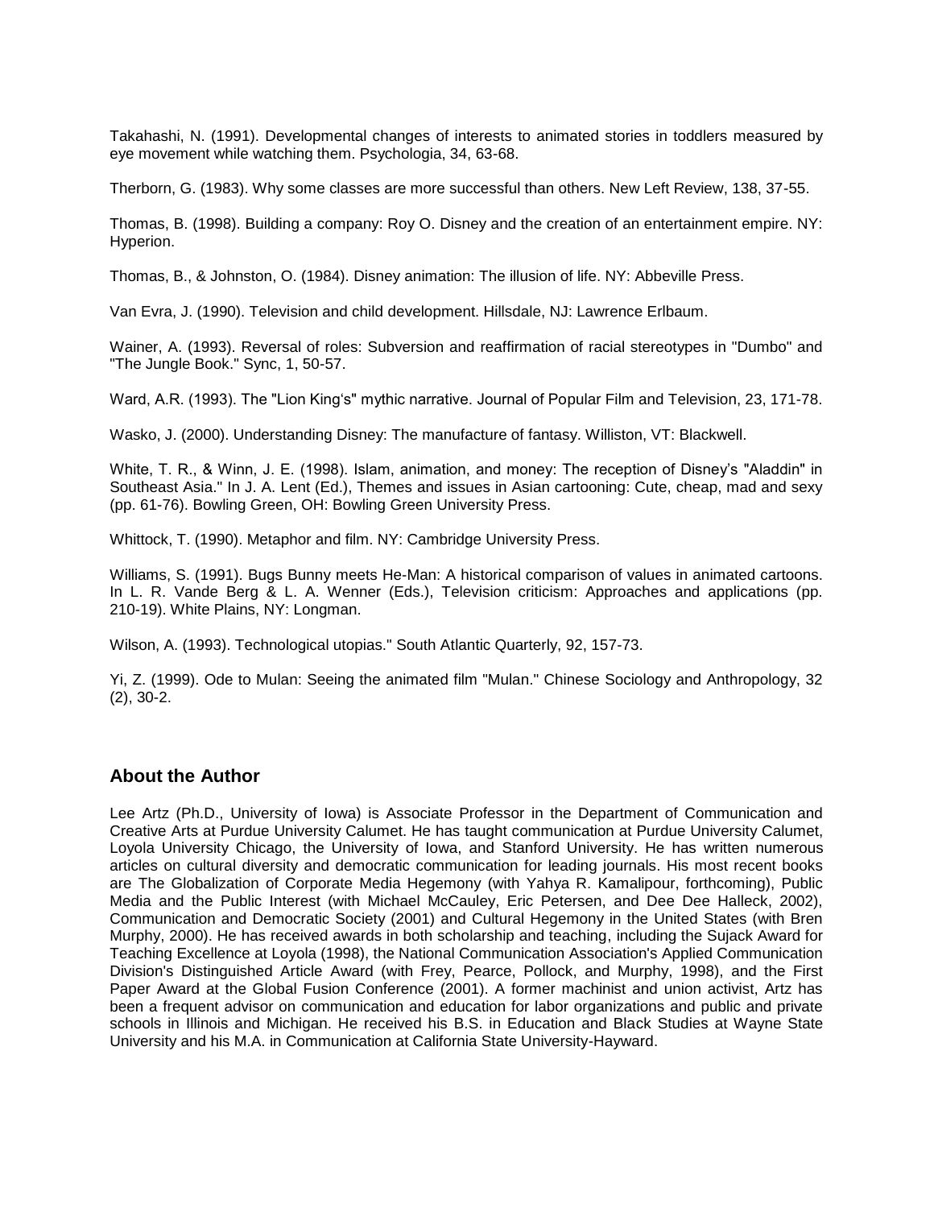Takahashi, N. (1991). Developmental changes of interests to animated stories in toddlers measured by eye movement while watching them. Psychologia, 34, 63-68.

Therborn, G. (1983). Why some classes are more successful than others. New Left Review, 138, 37-55.

Thomas, B. (1998). Building a company: Roy O. Disney and the creation of an entertainment empire. NY: Hyperion.

Thomas, B., & Johnston, O. (1984). Disney animation: The illusion of life. NY: Abbeville Press.

Van Evra, J. (1990). Television and child development. Hillsdale, NJ: Lawrence Erlbaum.

Wainer, A. (1993). Reversal of roles: Subversion and reaffirmation of racial stereotypes in "Dumbo" and "The Jungle Book." Sync, 1, 50-57.

Ward, A.R. (1993). The "Lion King's" mythic narrative. Journal of Popular Film and Television, 23, 171-78.

Wasko, J. (2000). Understanding Disney: The manufacture of fantasy. Williston, VT: Blackwell.

White, T. R., & Winn, J. E. (1998). Islam, animation, and money: The reception of Disney's "Aladdin" in Southeast Asia." In J. A. Lent (Ed.), Themes and issues in Asian cartooning: Cute, cheap, mad and sexy (pp. 61-76). Bowling Green, OH: Bowling Green University Press.

Whittock, T. (1990). Metaphor and film. NY: Cambridge University Press.

Williams, S. (1991). Bugs Bunny meets He-Man: A historical comparison of values in animated cartoons. In L. R. Vande Berg & L. A. Wenner (Eds.), Television criticism: Approaches and applications (pp. 210-19). White Plains, NY: Longman.

Wilson, A. (1993). Technological utopias." South Atlantic Quarterly, 92, 157-73.

Yi, Z. (1999). Ode to Mulan: Seeing the animated film "Mulan." Chinese Sociology and Anthropology, 32 (2), 30-2.

## About the Author

Lee Artz (Ph.D., University of Iowa) is Associate Professor in the Department of Communication and Creative Arts at Purdue University Calumet. He has taught communication at Purdue University Calumet, Loyola University Chicago, the University of Iowa, and Stanford University. He has written numerous articles on cultural diversity and democratic communication for leading journals. His most recent books are The Globalization of Corporate Media Hegemony (with Yahya R. Kamalipour, forthcoming), Public Media and the Public Interest (with Michael McCauley, Eric Petersen, and Dee Dee Halleck, 2002), Communication and Democratic Society (2001) and Cultural Hegemony in the United States (with Bren Murphy, 2000). He has received awards in both scholarship and teaching, including the Sujack Award for Teaching Excellence at Loyola (1998), the National Communication Association's Applied Communication Division's Distinguished Article Award (with Frey, Pearce, Pollock, and Murphy, 1998), and the First Paper Award at the Global Fusion Conference (2001). A former machinist and union activist, Artz has been a frequent advisor on communication and education for labor organizations and public and private schools in Illinois and Michigan. He received his B.S. in Education and Black Studies at Wayne State University and his M.A. in Communication at California State University-Hayward.